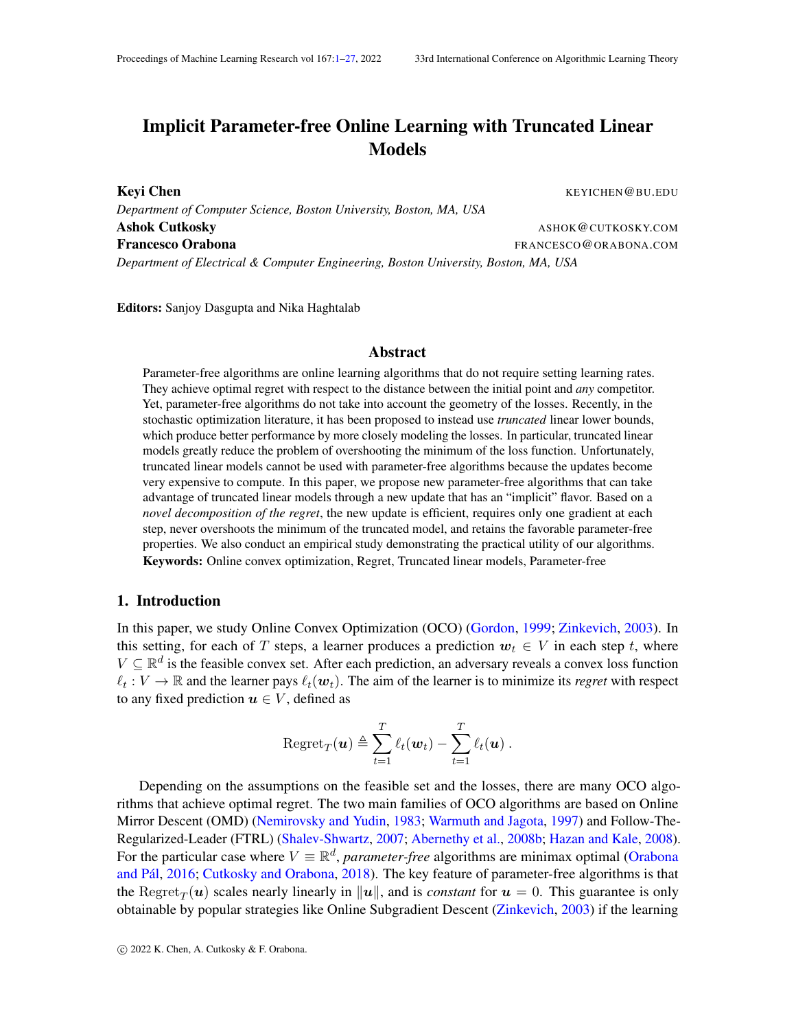# Implicit Parameter-free Online Learning with Truncated Linear Models

**Keyi Chen** KEYICHEN@BU.EDU
*Department of Computer Science, Boston University, Boston, MA, USA*
**Ashok Cutkosky** ASHOK@CUTKOSKY.COM
**Francesco Orabona** FRANCESCO@ORABONA.COM
*Department of Electrical & Computer Engineering, Boston University, Boston, MA, USA*

**Editors:** Sanjoy Dasgupta and Nika Haghtalab

## Abstract

Parameter-free algorithms are online learning algorithms that do not require setting learning rates. They achieve optimal regret with respect to the distance between the initial point and *any* competitor. Yet, parameter-free algorithms do not take into account the geometry of the losses. Recently, in the stochastic optimization literature, it has been proposed to instead use *truncated* linear lower bounds, which produce better performance by more closely modeling the losses. In particular, truncated linear models greatly reduce the problem of overshooting the minimum of the loss function. Unfortunately, truncated linear models cannot be used with parameter-free algorithms because the updates become very expensive to compute. In this paper, we propose new parameter-free algorithms that can take advantage of truncated linear models through a new update that has an "implicit" flavor. Based on a *novel decomposition of the regret*, the new update is efficient, requires only one gradient at each step, never overshoots the minimum of the truncated model, and retains the favorable parameter-free properties. We also conduct an empirical study demonstrating the practical utility of our algorithms.

**Keywords:** Online convex optimization, Regret, Truncated linear models, Parameter-free

## 1. Introduction

In this paper, we study Online Convex Optimization (OCO) (Gordon, 1999; Zinkevich, 2003). In this setting, for each of $T$ steps, a learner produces a prediction $\boldsymbol{w}_t \in V$ in each step $t$, where $V \subseteq \mathbb{R}^d$ is the feasible convex set. After each prediction, an adversary reveals a convex loss function $\ell_t : V \to \mathbb{R}$ and the learner pays $\ell_t(\boldsymbol{w}_t)$. The aim of the learner is to minimize its *regret* with respect to any fixed prediction $\boldsymbol{u} \in V$, defined as

$$\text{Regret}_T(\boldsymbol{u}) \triangleq \sum_{t=1}^{T} \ell_t(\boldsymbol{w}_t) - \sum_{t=1}^{T} \ell_t(\boldsymbol{u}) \ .$$

Depending on the assumptions on the feasible set and the losses, there are many OCO algorithms that achieve optimal regret. The two main families of OCO algorithms are based on Online Mirror Descent (OMD) (Nemirovsky and Yudin, 1983; Warmuth and Jagota, 1997) and Follow-The-Regularized-Leader (FTRL) (Shalev-Shwartz, 2007; Abernethy et al., 2008b; Hazan and Kale, 2008). For the particular case where $V \equiv \mathbb{R}^d$, *parameter-free* algorithms are minimax optimal (Orabona and Pál, 2016; Cutkosky and Orabona, 2018). The key feature of parameter-free algorithms is that the $\text{Regret}_T(\boldsymbol{u})$ scales nearly linearly in $\|\boldsymbol{u}\|$, and is *constant* for $\boldsymbol{u} = 0$. This guarantee is only obtainable by popular strategies like Online Subgradient Descent (Zinkevich, 2003) if the learning

© 2022 K. Chen, A. Cutkosky & F. Orabona.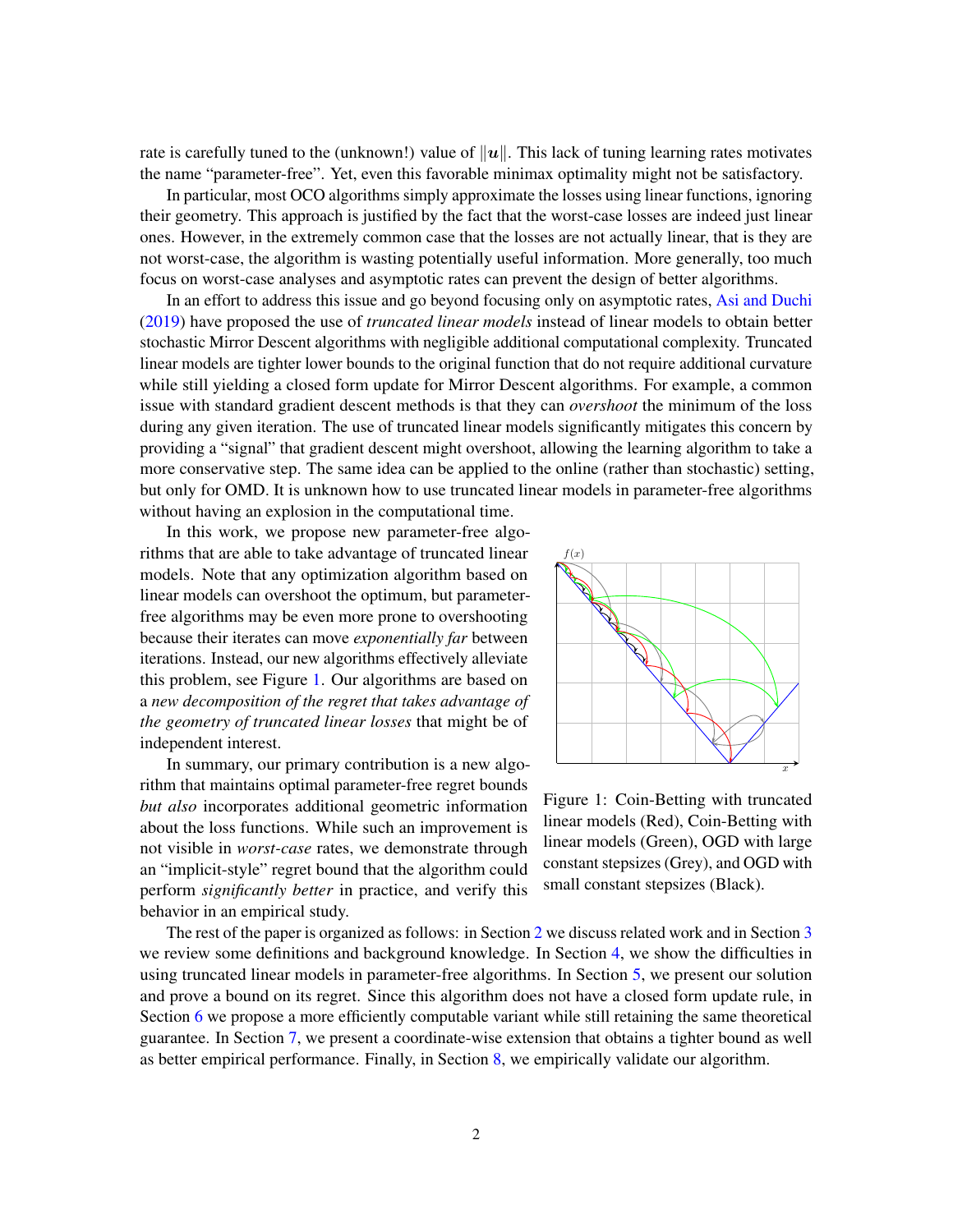rate is carefully tuned to the (unknown!) value of $\|\boldsymbol{u}\|$. This lack of tuning learning rates motivates the name "parameter-free". Yet, even this favorable minimax optimality might not be satisfactory.

In particular, most OCO algorithms simply approximate the losses using linear functions, ignoring their geometry. This approach is justified by the fact that the worst-case losses are indeed just linear ones. However, in the extremely common case that the losses are not actually linear, that is they are not worst-case, the algorithm is wasting potentially useful information. More generally, too much focus on worst-case analyses and asymptotic rates can prevent the design of better algorithms.

In an effort to address this issue and go beyond focusing only on asymptotic rates, Asi and Duchi (2019) have proposed the use of *truncated linear models* instead of linear models to obtain better stochastic Mirror Descent algorithms with negligible additional computational complexity. Truncated linear models are tighter lower bounds to the original function that do not require additional curvature while still yielding a closed form update for Mirror Descent algorithms. For example, a common issue with standard gradient descent methods is that they can *overshoot* the minimum of the loss during any given iteration. The use of truncated linear models significantly mitigates this concern by providing a "signal" that gradient descent might overshoot, allowing the learning algorithm to take a more conservative step. The same idea can be applied to the online (rather than stochastic) setting, but only for OMD. It is unknown how to use truncated linear models in parameter-free algorithms without having an explosion in the computational time.

In this work, we propose new parameter-free algorithms that are able to take advantage of truncated linear models. Note that any optimization algorithm based on linear models can overshoot the optimum, but parameter-free algorithms may be even more prone to overshooting because their iterates can move *exponentially far* between iterations. Instead, our new algorithms effectively alleviate this problem, see Figure 1. Our algorithms are based on a *new decomposition of the regret that takes advantage of the geometry of truncated linear losses* that might be of independent interest.

Figure 1: Coin-Betting with truncated linear models (Red), Coin-Betting with linear models (Green), OGD with large constant stepsizes (Grey), and OGD with small constant stepsizes (Black).

In summary, our primary contribution is a new algorithm that maintains optimal parameter-free regret bounds *but also* incorporates additional geometric information about the loss functions. While such an improvement is not visible in *worst-case* rates, we demonstrate through an "implicit-style" regret bound that the algorithm could perform *significantly better* in practice, and verify this behavior in an empirical study.

The rest of the paper is organized as follows: in Section 2 we discuss related work and in Section 3 we review some definitions and background knowledge. In Section 4, we show the difficulties in using truncated linear models in parameter-free algorithms. In Section 5, we present our solution and prove a bound on its regret. Since this algorithm does not have a closed form update rule, in Section 6 we propose a more efficiently computable variant while still retaining the same theoretical guarantee. In Section 7, we present a coordinate-wise extension that obtains a tighter bound as well as better empirical performance. Finally, in Section 8, we empirically validate our algorithm.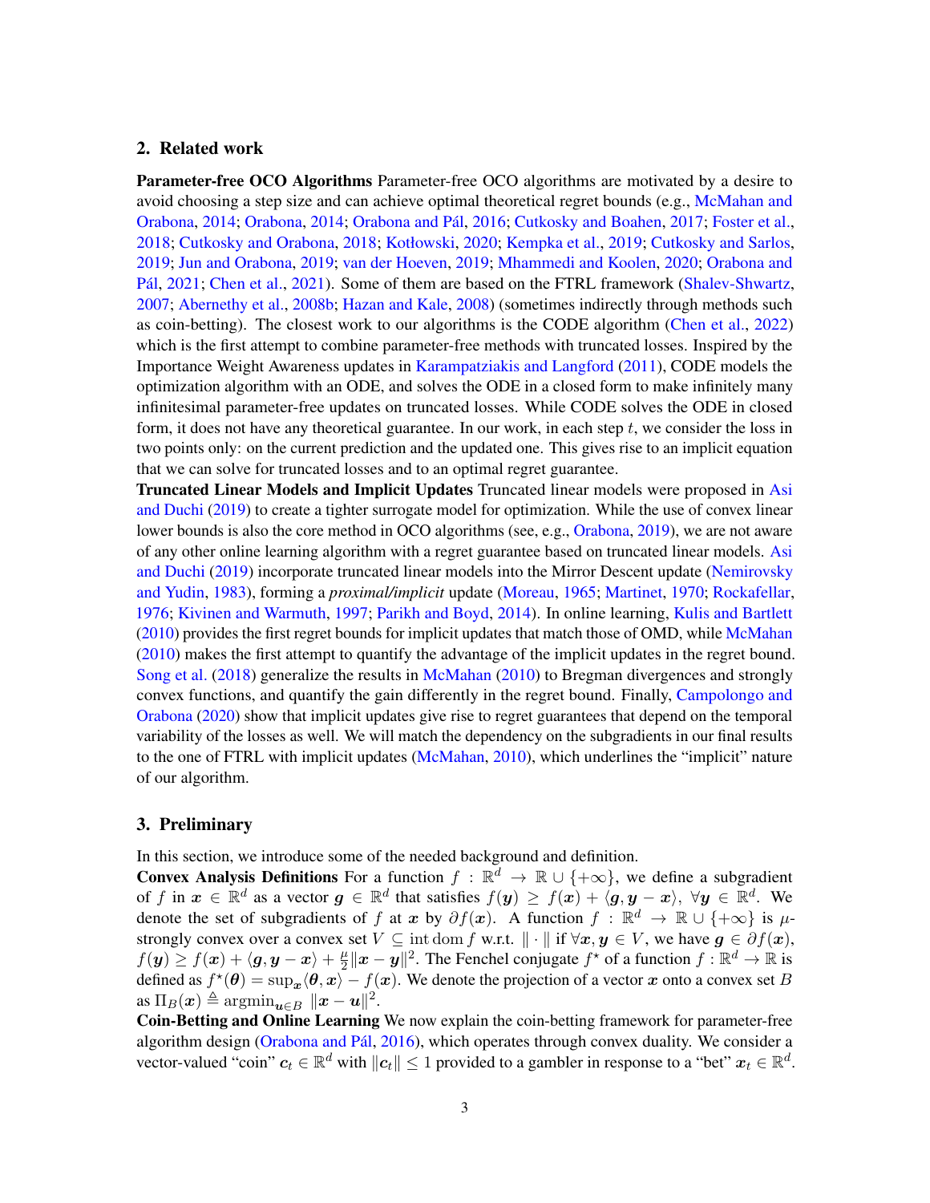## 2. Related work

**Parameter-free OCO Algorithms** Parameter-free OCO algorithms are motivated by a desire to avoid choosing a step size and can achieve optimal theoretical regret bounds (e.g., McMahan and Orabona, 2014; Orabona, 2014; Orabona and Pál, 2016; Cutkosky and Boahen, 2017; Foster et al., 2018; Cutkosky and Orabona, 2018; Kotłowski, 2020; Kempka et al., 2019; Cutkosky and Sarlos, 2019; Jun and Orabona, 2019; van der Hoeven, 2019; Mhammedi and Koolen, 2020; Orabona and Pál, 2021; Chen et al., 2021). Some of them are based on the FTRL framework (Shalev-Shwartz, 2007; Abernethy et al., 2008b; Hazan and Kale, 2008) (sometimes indirectly through methods such as coin-betting). The closest work to our algorithms is the CODE algorithm (Chen et al., 2022) which is the first attempt to combine parameter-free methods with truncated losses. Inspired by the Importance Weight Awareness updates in Karampatziakis and Langford (2011), CODE models the optimization algorithm with an ODE, and solves the ODE in a closed form to make infinitely many infinitesimal parameter-free updates on truncated losses. While CODE solves the ODE in closed form, it does not have any theoretical guarantee. In our work, in each step $t$, we consider the loss in two points only: on the current prediction and the updated one. This gives rise to an implicit equation that we can solve for truncated losses and to an optimal regret guarantee.

**Truncated Linear Models and Implicit Updates** Truncated linear models were proposed in Asi and Duchi (2019) to create a tighter surrogate model for optimization. While the use of convex linear lower bounds is also the core method in OCO algorithms (see, e.g., Orabona, 2019), we are not aware of any other online learning algorithm with a regret guarantee based on truncated linear models. Asi and Duchi (2019) incorporate truncated linear models into the Mirror Descent update (Nemirovsky and Yudin, 1983), forming a *proximal/implicit* update (Moreau, 1965; Martinet, 1970; Rockafellar, 1976; Kivinen and Warmuth, 1997; Parikh and Boyd, 2014). In online learning, Kulis and Bartlett (2010) provides the first regret bounds for implicit updates that match those of OMD, while McMahan (2010) makes the first attempt to quantify the advantage of the implicit updates in the regret bound. Song et al. (2018) generalize the results in McMahan (2010) to Bregman divergences and strongly convex functions, and quantify the gain differently in the regret bound. Finally, Campolongo and Orabona (2020) show that implicit updates give rise to regret guarantees that depend on the temporal variability of the losses as well. We will match the dependency on the subgradients in our final results to the one of FTRL with implicit updates (McMahan, 2010), which underlines the "implicit" nature of our algorithm.

## 3. Preliminary

In this section, we introduce some of the needed background and definition.

**Convex Analysis Definitions** For a function $f : \mathbb{R}^d \to \mathbb{R} \cup \{+\infty\}$, we define a subgradient of $f$ in $\boldsymbol{x} \in \mathbb{R}^d$ as a vector $\boldsymbol{g} \in \mathbb{R}^d$ that satisfies $f(\boldsymbol{y}) \geq f(\boldsymbol{x}) + \langle \boldsymbol{g}, \boldsymbol{y} - \boldsymbol{x} \rangle,\ \forall \boldsymbol{y} \in \mathbb{R}^d$. We denote the set of subgradients of $f$ at $\boldsymbol{x}$ by $\partial f(\boldsymbol{x})$. A function $f : \mathbb{R}^d \to \mathbb{R} \cup \{+\infty\}$ is $\mu$-strongly convex over a convex set $V \subseteq \operatorname{int} \operatorname{dom} f$ w.r.t. $\|\cdot\|$ if $\forall \boldsymbol{x}, \boldsymbol{y} \in V$, we have $\boldsymbol{g} \in \partial f(\boldsymbol{x})$, $f(\boldsymbol{y}) \geq f(\boldsymbol{x}) + \langle \boldsymbol{g}, \boldsymbol{y} - \boldsymbol{x} \rangle + \frac{\mu}{2}\|\boldsymbol{x} - \boldsymbol{y}\|^2$. The Fenchel conjugate $f^\star$ of a function $f : \mathbb{R}^d \to \mathbb{R}$ is defined as $f^\star(\boldsymbol{\theta}) = \sup_{\boldsymbol{x}} \langle \boldsymbol{\theta}, \boldsymbol{x} \rangle - f(\boldsymbol{x})$. We denote the projection of a vector $\boldsymbol{x}$ onto a convex set $B$ as $\Pi_B(\boldsymbol{x}) \triangleq \operatorname{argmin}_{\boldsymbol{u} \in B} \|\boldsymbol{x} - \boldsymbol{u}\|^2$.

**Coin-Betting and Online Learning** We now explain the coin-betting framework for parameter-free algorithm design (Orabona and Pál, 2016), which operates through convex duality. We consider a vector-valued "coin" $\boldsymbol{c}_t \in \mathbb{R}^d$ with $\|\boldsymbol{c}_t\| \leq 1$ provided to a gambler in response to a "bet" $\boldsymbol{x}_t \in \mathbb{R}^d$.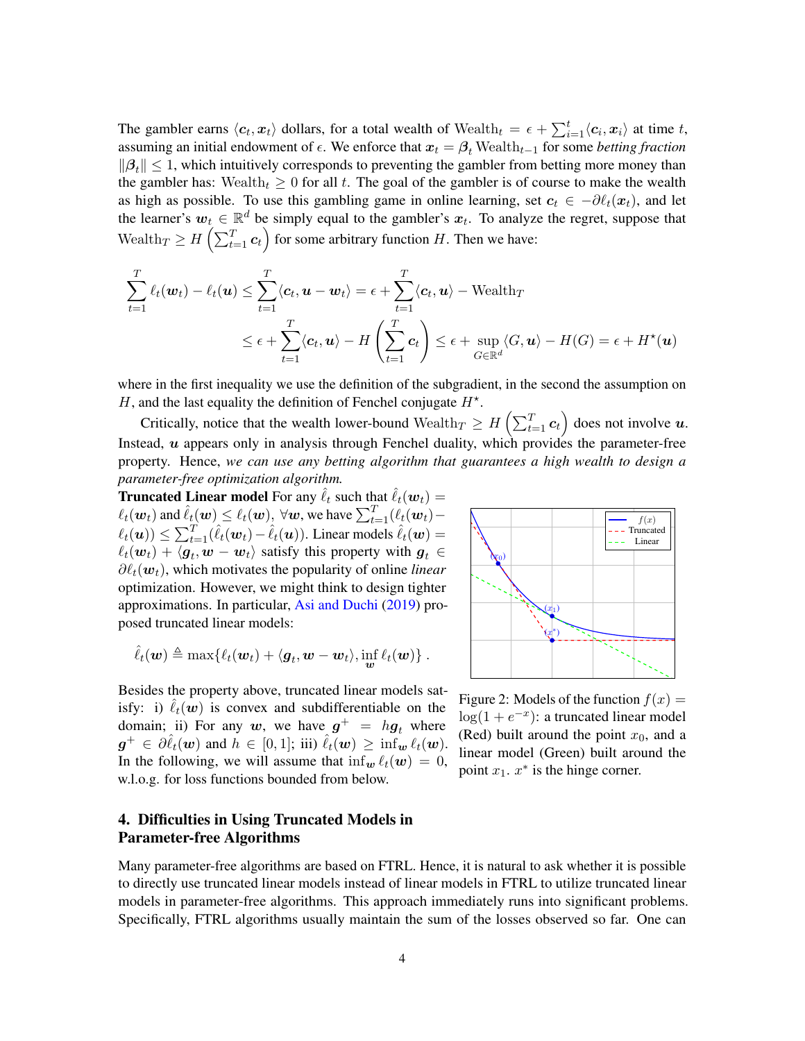The gambler earns $\langle \boldsymbol{c}_t, \boldsymbol{x}_t \rangle$ dollars, for a total wealth of $\text{Wealth}_t = \epsilon + \sum_{i=1}^{t} \langle \boldsymbol{c}_i, \boldsymbol{x}_i \rangle$ at time $t$, assuming an initial endowment of $\epsilon$. We enforce that $\boldsymbol{x}_t = \boldsymbol{\beta}_t \, \text{Wealth}_{t-1}$ for some *betting fraction* $\|\boldsymbol{\beta}_t\| \leq 1$, which intuitively corresponds to preventing the gambler from betting more money than the gambler has: $\text{Wealth}_t \geq 0$ for all $t$. The goal of the gambler is of course to make the wealth as high as possible. To use this gambling game in online learning, set $\boldsymbol{c}_t \in -\partial \ell_t(\boldsymbol{x}_t)$, and let the learner's $\boldsymbol{w}_t \in \mathbb{R}^d$ be simply equal to the gambler's $\boldsymbol{x}_t$. To analyze the regret, suppose that $\text{Wealth}_T \geq H\left(\sum_{t=1}^{T} \boldsymbol{c}_t\right)$ for some arbitrary function $H$. Then we have:

$$
\begin{aligned}
\sum_{t=1}^{T} \ell_t(\boldsymbol{w}_t) - \ell_t(\boldsymbol{u}) &\leq \sum_{t=1}^{T} \langle \boldsymbol{c}_t, \boldsymbol{u} - \boldsymbol{w}_t \rangle = \epsilon + \sum_{t=1}^{T} \langle \boldsymbol{c}_t, \boldsymbol{u} \rangle - \text{Wealth}_T \\
&\leq \epsilon + \sum_{t=1}^{T} \langle \boldsymbol{c}_t, \boldsymbol{u} \rangle - H\left(\sum_{t=1}^{T} \boldsymbol{c}_t\right) \leq \epsilon + \sup_{G \in \mathbb{R}^d} \langle G, \boldsymbol{u} \rangle - H(G) = \epsilon + H^\star(\boldsymbol{u})
\end{aligned}
$$

where in the first inequality we use the definition of the subgradient, in the second the assumption on $H$, and the last equality the definition of Fenchel conjugate $H^\star$.

Critically, notice that the wealth lower-bound $\text{Wealth}_T \geq H\left(\sum_{t=1}^{T} \boldsymbol{c}_t\right)$ does not involve $\boldsymbol{u}$. Instead, $\boldsymbol{u}$ appears only in analysis through Fenchel duality, which provides the parameter-free property. Hence, *we can use any betting algorithm that guarantees a high wealth to design a parameter-free optimization algorithm.*

**Truncated Linear model** For any $\hat{\ell}_t$ such that $\hat{\ell}_t(\boldsymbol{w}_t) = \ell_t(\boldsymbol{w}_t)$ and $\hat{\ell}_t(\boldsymbol{w}) \leq \ell_t(\boldsymbol{w}), \ \forall \boldsymbol{w}$, we have $\sum_{t=1}^{T} (\ell_t(\boldsymbol{w}_t) - \ell_t(\boldsymbol{u})) \leq \sum_{t=1}^{T} (\hat{\ell}_t(\boldsymbol{w}_t) - \hat{\ell}_t(\boldsymbol{u}))$. Linear models $\hat{\ell}_t(\boldsymbol{w}) = \ell_t(\boldsymbol{w}_t) + \langle \boldsymbol{g}_t, \boldsymbol{w} - \boldsymbol{w}_t \rangle$ satisfy this property with $\boldsymbol{g}_t \in \partial \ell_t(\boldsymbol{w}_t)$, which motivates the popularity of online *linear* optimization. However, we might think to design tighter approximations. In particular, Asi and Duchi (2019) proposed truncated linear models:

$$
\hat{\ell}_t(\boldsymbol{w}) \triangleq \max\{\ell_t(\boldsymbol{w}_t) + \langle \boldsymbol{g}_t, \boldsymbol{w} - \boldsymbol{w}_t \rangle, \inf_{\boldsymbol{w}} \ell_t(\boldsymbol{w})\} .
$$

Besides the property above, truncated linear models satisfy: i) $\hat{\ell}_t(\boldsymbol{w})$ is convex and subdifferentiable on the domain; ii) For any $\boldsymbol{w}$, we have $\boldsymbol{g}^+ = h \boldsymbol{g}_t$ where $\boldsymbol{g}^+ \in \partial \hat{\ell}_t(\boldsymbol{w})$ and $h \in [0, 1]$; iii) $\hat{\ell}_t(\boldsymbol{w}) \geq \inf_{\boldsymbol{w}} \ell_t(\boldsymbol{w})$. In the following, we will assume that $\inf_{\boldsymbol{w}} \ell_t(\boldsymbol{w}) = 0$, w.l.o.g. for loss functions bounded from below.

Figure 2: Models of the function $f(x) = \log(1 + e^{-x})$: a truncated linear model (Red) built around the point $x_0$, and a linear model (Green) built around the point $x_1$. $x^*$ is the hinge corner.

## 4. Difficulties in Using Truncated Models in Parameter-free Algorithms

Many parameter-free algorithms are based on FTRL. Hence, it is natural to ask whether it is possible to directly use truncated linear models instead of linear models in FTRL to utilize truncated linear models in parameter-free algorithms. This approach immediately runs into significant problems. Specifically, FTRL algorithms usually maintain the sum of the losses observed so far. One can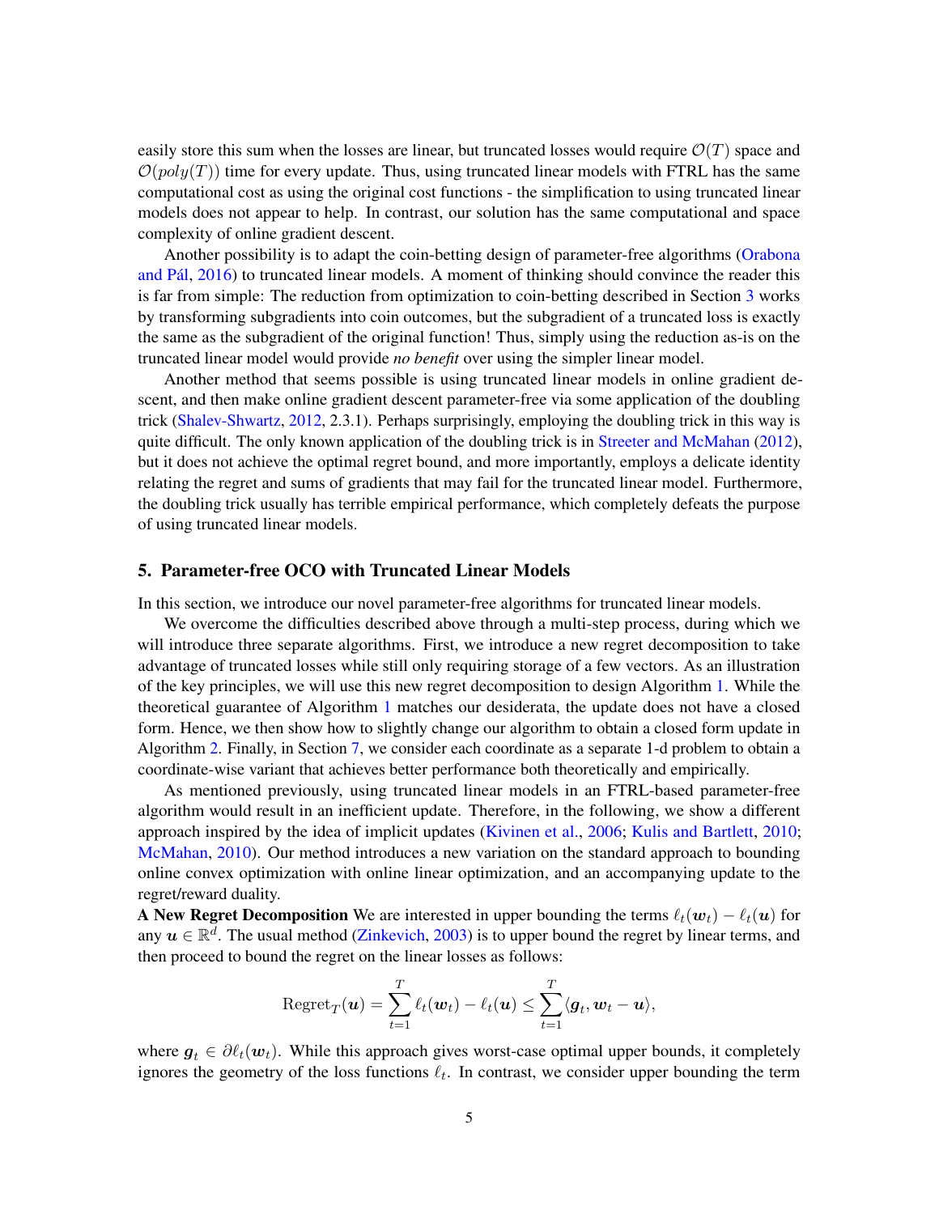easily store this sum when the losses are linear, but truncated losses would require $\mathcal{O}(T)$ space and $\mathcal{O}(poly(T))$ time for every update. Thus, using truncated linear models with FTRL has the same computational cost as using the original cost functions - the simplification to using truncated linear models does not appear to help. In contrast, our solution has the same computational and space complexity of online gradient descent.

Another possibility is to adapt the coin-betting design of parameter-free algorithms (Orabona and Pál, 2016) to truncated linear models. A moment of thinking should convince the reader this is far from simple: The reduction from optimization to coin-betting described in Section 3 works by transforming subgradients into coin outcomes, but the subgradient of a truncated loss is exactly the same as the subgradient of the original function! Thus, simply using the reduction as-is on the truncated linear model would provide *no benefit* over using the simpler linear model.

Another method that seems possible is using truncated linear models in online gradient descent, and then make online gradient descent parameter-free via some application of the doubling trick (Shalev-Shwartz, 2012, 2.3.1). Perhaps surprisingly, employing the doubling trick in this way is quite difficult. The only known application of the doubling trick is in Streeter and McMahan (2012), but it does not achieve the optimal regret bound, and more importantly, employs a delicate identity relating the regret and sums of gradients that may fail for the truncated linear model. Furthermore, the doubling trick usually has terrible empirical performance, which completely defeats the purpose of using truncated linear models.

## 5. Parameter-free OCO with Truncated Linear Models

In this section, we introduce our novel parameter-free algorithms for truncated linear models.

We overcome the difficulties described above through a multi-step process, during which we will introduce three separate algorithms. First, we introduce a new regret decomposition to take advantage of truncated losses while still only requiring storage of a few vectors. As an illustration of the key principles, we will use this new regret decomposition to design Algorithm 1. While the theoretical guarantee of Algorithm 1 matches our desiderata, the update does not have a closed form. Hence, we then show how to slightly change our algorithm to obtain a closed form update in Algorithm 2. Finally, in Section 7, we consider each coordinate as a separate 1-d problem to obtain a coordinate-wise variant that achieves better performance both theoretically and empirically.

As mentioned previously, using truncated linear models in an FTRL-based parameter-free algorithm would result in an inefficient update. Therefore, in the following, we show a different approach inspired by the idea of implicit updates (Kivinen et al., 2006; Kulis and Bartlett, 2010; McMahan, 2010). Our method introduces a new variation on the standard approach to bounding online convex optimization with online linear optimization, and an accompanying update to the regret/reward duality.

**A New Regret Decomposition** We are interested in upper bounding the terms $\ell_t(\boldsymbol{w}_t) - \ell_t(\boldsymbol{u})$ for any $\boldsymbol{u} \in \mathbb{R}^d$. The usual method (Zinkevich, 2003) is to upper bound the regret by linear terms, and then proceed to bound the regret on the linear losses as follows:

$$\text{Regret}_T(\boldsymbol{u}) = \sum_{t=1}^{T} \ell_t(\boldsymbol{w}_t) - \ell_t(\boldsymbol{u}) \leq \sum_{t=1}^{T} \langle \boldsymbol{g}_t, \boldsymbol{w}_t - \boldsymbol{u} \rangle,$$

where $\boldsymbol{g}_t \in \partial \ell_t(\boldsymbol{w}_t)$. While this approach gives worst-case optimal upper bounds, it completely ignores the geometry of the loss functions $\ell_t$. In contrast, we consider upper bounding the term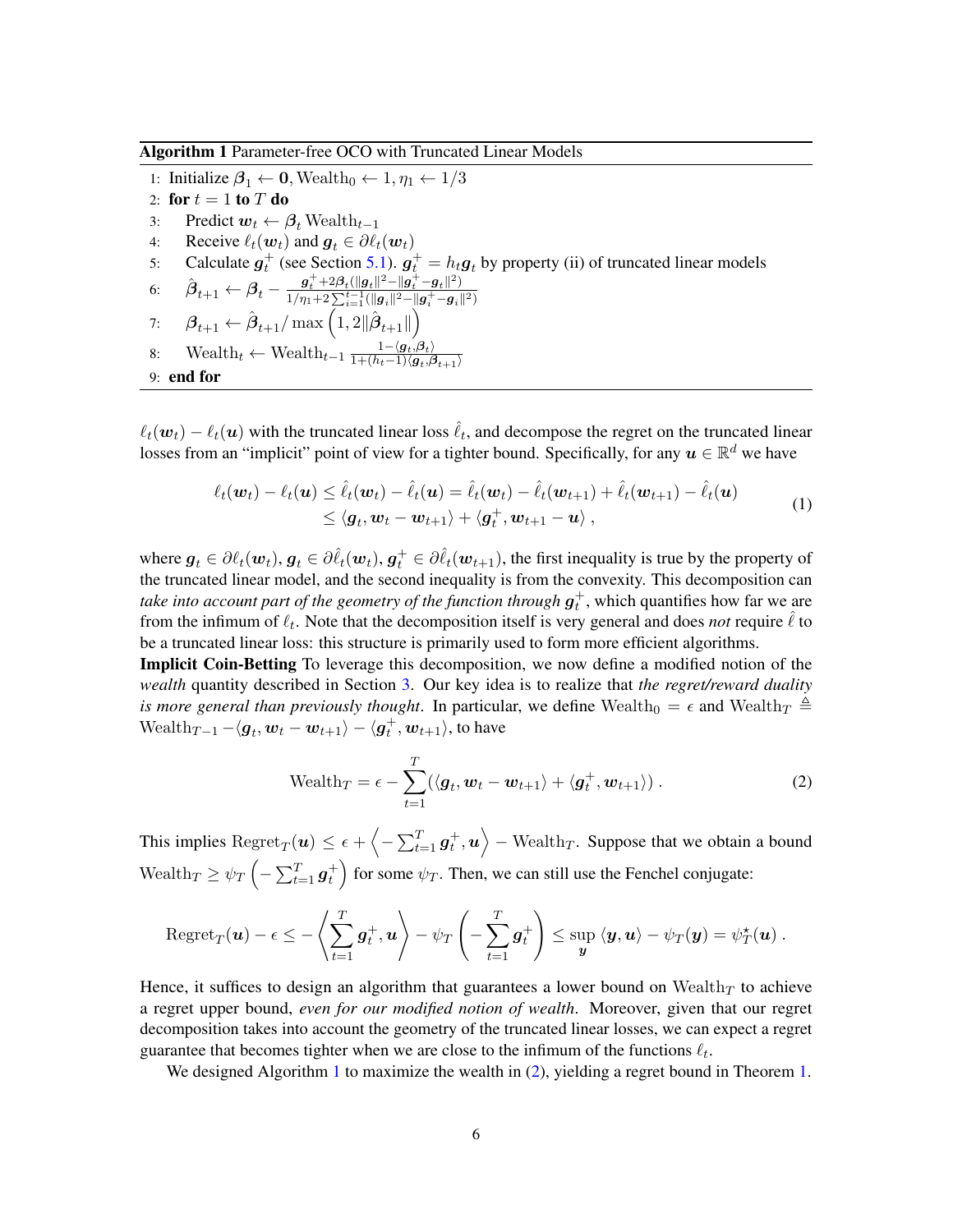**Algorithm 1** Parameter-free OCO with Truncated Linear Models

1: Initialize $\boldsymbol{\beta}_1 \leftarrow \mathbf{0}$, $\text{Wealth}_0 \leftarrow 1, \eta_1 \leftarrow 1/3$
2: **for** $t = 1$ **to** $T$ **do**
3: Predict $\boldsymbol{w}_t \leftarrow \boldsymbol{\beta}_t \, \text{Wealth}_{t-1}$
4: Receive $\ell_t(\boldsymbol{w}_t)$ and $\boldsymbol{g}_t \in \partial \ell_t(\boldsymbol{w}_t)$
5: Calculate $\boldsymbol{g}_t^+$ (see Section 5.1). $\boldsymbol{g}_t^+ = h_t \boldsymbol{g}_t$ by property (ii) of truncated linear models
6: $\hat{\boldsymbol{\beta}}_{t+1} \leftarrow \boldsymbol{\beta}_t - \frac{\boldsymbol{g}_t^+ + 2\boldsymbol{\beta}_t(\|\boldsymbol{g}_t\|^2 - \|\boldsymbol{g}_t^+ - \boldsymbol{g}_t\|^2)}{1/\eta_1 + 2\sum_{i=1}^{t-1}(\|\boldsymbol{g}_i\|^2 - \|\boldsymbol{g}_i^+ - \boldsymbol{g}_i\|^2)}$
7: $\boldsymbol{\beta}_{t+1} \leftarrow \hat{\boldsymbol{\beta}}_{t+1} / \max\left(1, 2\|\hat{\boldsymbol{\beta}}_{t+1}\|\right)$
8: $\text{Wealth}_t \leftarrow \text{Wealth}_{t-1} \frac{1 - \langle \boldsymbol{g}_t, \boldsymbol{\beta}_t \rangle}{1 + (h_t - 1)\langle \boldsymbol{g}_t, \boldsymbol{\beta}_{t+1} \rangle}$
9: **end for**

$\ell_t(\boldsymbol{w}_t) - \ell_t(\boldsymbol{u})$ with the truncated linear loss $\hat{\ell}_t$, and decompose the regret on the truncated linear losses from an "implicit" point of view for a tighter bound. Specifically, for any $\boldsymbol{u} \in \mathbb{R}^d$ we have

$$
\begin{aligned}
\ell_t(\boldsymbol{w}_t) - \ell_t(\boldsymbol{u}) &\le \hat{\ell}_t(\boldsymbol{w}_t) - \hat{\ell}_t(\boldsymbol{u}) = \hat{\ell}_t(\boldsymbol{w}_t) - \hat{\ell}_t(\boldsymbol{w}_{t+1}) + \hat{\ell}_t(\boldsymbol{w}_{t+1}) - \hat{\ell}_t(\boldsymbol{u}) \\
&\le \langle \boldsymbol{g}_t, \boldsymbol{w}_t - \boldsymbol{w}_{t+1} \rangle + \langle \boldsymbol{g}_t^+, \boldsymbol{w}_{t+1} - \boldsymbol{u} \rangle ,
\end{aligned} \tag{1}
$$

where $\boldsymbol{g}_t \in \partial \ell_t(\boldsymbol{w}_t)$, $\boldsymbol{g}_t \in \partial \hat{\ell}_t(\boldsymbol{w}_t)$, $\boldsymbol{g}_t^+ \in \partial \hat{\ell}_t(\boldsymbol{w}_{t+1})$, the first inequality is true by the property of the truncated linear model, and the second inequality is from the convexity. This decomposition can *take into account part of the geometry of the function through* $\boldsymbol{g}_t^+$, which quantifies how far we are from the infimum of $\ell_t$. Note that the decomposition itself is very general and does *not* require $\hat{\ell}$ to be a truncated linear loss: this structure is primarily used to form more efficient algorithms.

**Implicit Coin-Betting** To leverage this decomposition, we now define a modified notion of the *wealth* quantity described in Section 3. Our key idea is to realize that *the regret/reward duality is more general than previously thought*. In particular, we define $\text{Wealth}_0 = \epsilon$ and $\text{Wealth}_T \triangleq \text{Wealth}_{T-1} - \langle \boldsymbol{g}_t, \boldsymbol{w}_t - \boldsymbol{w}_{t+1} \rangle - \langle \boldsymbol{g}_t^+, \boldsymbol{w}_{t+1} \rangle$, to have

$$
\text{Wealth}_T = \epsilon - \sum_{t=1}^{T} (\langle \boldsymbol{g}_t, \boldsymbol{w}_t - \boldsymbol{w}_{t+1} \rangle + \langle \boldsymbol{g}_t^+, \boldsymbol{w}_{t+1} \rangle) . \tag{2}
$$

This implies $\text{Regret}_T(\boldsymbol{u}) \le \epsilon + \left\langle -\sum_{t=1}^T \boldsymbol{g}_t^+, \boldsymbol{u} \right\rangle - \text{Wealth}_T$. Suppose that we obtain a bound $\text{Wealth}_T \ge \psi_T\left(-\sum_{t=1}^T \boldsymbol{g}_t^+\right)$ for some $\psi_T$. Then, we can still use the Fenchel conjugate:

$$
\text{Regret}_T(\boldsymbol{u}) - \epsilon \le -\left\langle \sum_{t=1}^T \boldsymbol{g}_t^+, \boldsymbol{u} \right\rangle - \psi_T\left(-\sum_{t=1}^T \boldsymbol{g}_t^+\right) \le \sup_{\boldsymbol{y}} \langle \boldsymbol{y}, \boldsymbol{u} \rangle - \psi_T(\boldsymbol{y}) = \psi_T^\star(\boldsymbol{u}) .
$$

Hence, it suffices to design an algorithm that guarantees a lower bound on $\text{Wealth}_T$ to achieve a regret upper bound, *even for our modified notion of wealth*. Moreover, given that our regret decomposition takes into account the geometry of the truncated linear losses, we can expect a regret guarantee that becomes tighter when we are close to the infimum of the functions $\ell_t$.

We designed Algorithm 1 to maximize the wealth in (2), yielding a regret bound in Theorem 1.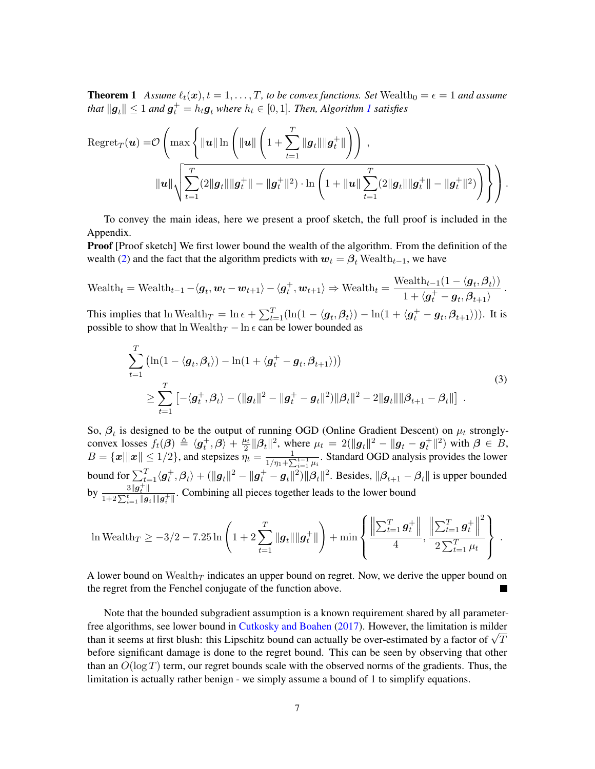**Theorem 1** *Assume $\ell_t(\boldsymbol{x}), t = 1, \dots, T$, to be convex functions. Set $\text{Wealth}_0 = \epsilon = 1$ and assume that $\|\boldsymbol{g}_t\| \leq 1$ and $\boldsymbol{g}_t^+ = h_t \boldsymbol{g}_t$ where $h_t \in [0,1]$. Then, Algorithm 1 satisfies*

$$
\begin{aligned}
\text{Regret}_T(\boldsymbol{u}) =& \mathcal{O}\Bigg( \max\Bigg\{ \|\boldsymbol{u}\| \ln\left( \|\boldsymbol{u}\| \left(1 + \sum_{t=1}^T \|\boldsymbol{g}_t\|\|\boldsymbol{g}_t^+\|\right)\right), \\
& \|\boldsymbol{u}\| \sqrt{\sum_{t=1}^T (2\|\boldsymbol{g}_t\|\|\boldsymbol{g}_t^+\| - \|\boldsymbol{g}_t^+\|^2) \cdot \ln\left(1 + \|\boldsymbol{u}\| \sum_{t=1}^T (2\|\boldsymbol{g}_t\|\|\boldsymbol{g}_t^+\| - \|\boldsymbol{g}_t^+\|^2)\right)} \Bigg\} \Bigg).
\end{aligned}
$$

To convey the main ideas, here we present a proof sketch, the full proof is included in the Appendix.

**Proof** [Proof sketch] We first lower bound the wealth of the algorithm. From the definition of the wealth (2) and the fact that the algorithm predicts with $\boldsymbol{w}_t = \boldsymbol{\beta}_t \, \text{Wealth}_{t-1}$, we have

$$
\text{Wealth}_t = \text{Wealth}_{t-1} - \langle \boldsymbol{g}_t, \boldsymbol{w}_t - \boldsymbol{w}_{t+1}\rangle - \langle \boldsymbol{g}_t^+, \boldsymbol{w}_{t+1}\rangle \Rightarrow \text{Wealth}_t = \frac{\text{Wealth}_{t-1}(1 - \langle \boldsymbol{g}_t, \boldsymbol{\beta}_t\rangle)}{1 + \langle \boldsymbol{g}_t^+ - \boldsymbol{g}_t, \boldsymbol{\beta}_{t+1}\rangle}.
$$

This implies that $\ln \text{Wealth}_T = \ln \epsilon + \sum_{t=1}^T (\ln(1 - \langle \boldsymbol{g}_t, \boldsymbol{\beta}_t\rangle) - \ln(1 + \langle \boldsymbol{g}_t^+ - \boldsymbol{g}_t, \boldsymbol{\beta}_{t+1}\rangle))$. It is possible to show that $\ln \text{Wealth}_T - \ln \epsilon$ can be lower bounded as

$$
\begin{aligned}
&\sum_{t=1}^T \left(\ln(1 - \langle \boldsymbol{g}_t, \boldsymbol{\beta}_t\rangle) - \ln(1 + \langle \boldsymbol{g}_t^+ - \boldsymbol{g}_t, \boldsymbol{\beta}_{t+1}\rangle)\right) \\
&\quad \geq \sum_{t=1}^T \left[ -\langle \boldsymbol{g}_t^+, \boldsymbol{\beta}_t\rangle - (\|\boldsymbol{g}_t\|^2 - \|\boldsymbol{g}_t^+ - \boldsymbol{g}_t\|^2)\|\boldsymbol{\beta}_t\|^2 - 2\|\boldsymbol{g}_t\|\|\boldsymbol{\beta}_{t+1} - \boldsymbol{\beta}_t\| \right].
\end{aligned} \tag{3}
$$

So, $\boldsymbol{\beta}_t$ is designed to be the output of running OGD (Online Gradient Descent) on $\mu_t$ strongly-convex losses $f_t(\boldsymbol{\beta}) \triangleq \langle \boldsymbol{g}_t^+, \boldsymbol{\beta}\rangle + \frac{\mu_t}{2}\|\boldsymbol{\beta}_t\|^2$, where $\mu_t = 2(\|\boldsymbol{g}_t\|^2 - \|\boldsymbol{g}_t - \boldsymbol{g}_t^+\|^2)$ with $\boldsymbol{\beta} \in B$, $B = \{\boldsymbol{x} | \|\boldsymbol{x}\| \leq 1/2\}$, and stepsizes $\eta_t = \frac{1}{1/\eta_1 + \sum_{i=1}^{t-1}\mu_i}$. Standard OGD analysis provides the lower bound for $\sum_{t=1}^T \langle \boldsymbol{g}_t^+, \boldsymbol{\beta}_t\rangle + (\|\boldsymbol{g}_t\|^2 - \|\boldsymbol{g}_t^+ - \boldsymbol{g}_t\|^2)\|\boldsymbol{\beta}_t\|^2$. Besides, $\|\boldsymbol{\beta}_{t+1} - \boldsymbol{\beta}_t\|$ is upper bounded by $\frac{3\|\boldsymbol{g}_t^+\|}{1 + 2\sum_{i=1}^t \|\boldsymbol{g}_i\|\|\boldsymbol{g}_i^+\|}$. Combining all pieces together leads to the lower bound

$$
\ln \text{Wealth}_T \geq -3/2 - 7.25 \ln\left(1 + 2\sum_{t=1}^T \|\boldsymbol{g}_t\|\|\boldsymbol{g}_t^+\|\right) + \min\left\{ \frac{\left\|\sum_{t=1}^T \boldsymbol{g}_t^+\right\|}{4}, \frac{\left\|\sum_{t=1}^T \boldsymbol{g}_t^+\right\|^2}{2\sum_{t=1}^T \mu_t} \right\}.
$$

A lower bound on $\text{Wealth}_T$ indicates an upper bound on regret. Now, we derive the upper bound on the regret from the Fenchel conjugate of the function above. ∎

Note that the bounded subgradient assumption is a known requirement shared by all parameter-free algorithms, see lower bound in Cutkosky and Boahen (2017). However, the limitation is milder than it seems at first blush: this Lipschitz bound can actually be over-estimated by a factor of $\sqrt{T}$ before significant damage is done to the regret bound. This can be seen by observing that other than an $O(\log T)$ term, our regret bounds scale with the observed norms of the gradients. Thus, the limitation is actually rather benign - we simply assume a bound of 1 to simplify equations.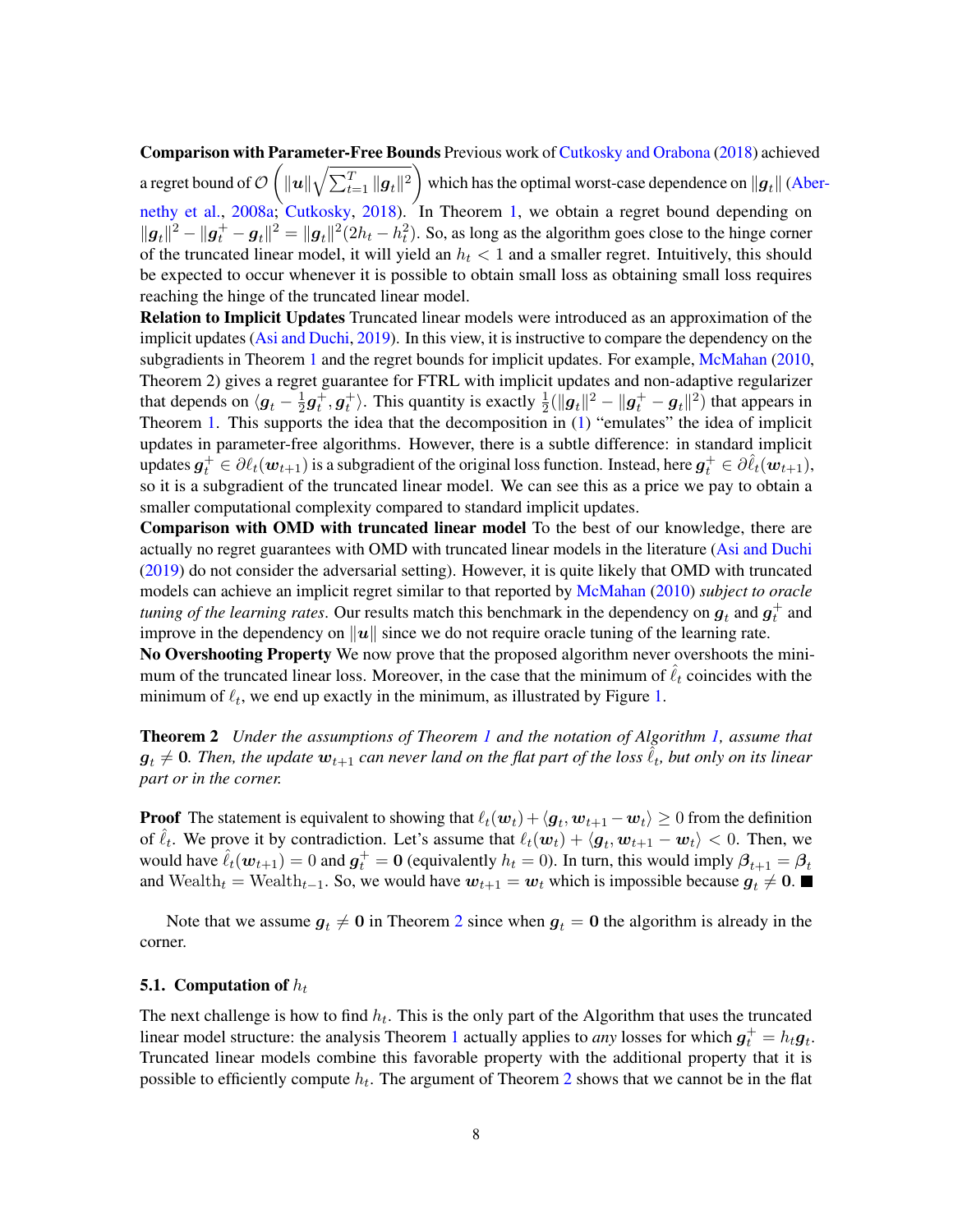**Comparison with Parameter-Free Bounds** Previous work of Cutkosky and Orabona (2018) achieved a regret bound of $\mathcal{O}\left(\|\boldsymbol{u}\|\sqrt{\sum_{t=1}^T \|\boldsymbol{g}_t\|^2}\right)$ which has the optimal worst-case dependence on $\|\boldsymbol{g}_t\|$ (Abernethy et al., 2008a; Cutkosky, 2018). In Theorem 1, we obtain a regret bound depending on $\|\boldsymbol{g}_t\|^2 - \|\boldsymbol{g}_t^+ - \boldsymbol{g}_t\|^2 = \|\boldsymbol{g}_t\|^2(2h_t - h_t^2)$. So, as long as the algorithm goes close to the hinge corner of the truncated linear model, it will yield an $h_t < 1$ and a smaller regret. Intuitively, this should be expected to occur whenever it is possible to obtain small loss as obtaining small loss requires reaching the hinge of the truncated linear model.

**Relation to Implicit Updates** Truncated linear models were introduced as an approximation of the implicit updates (Asi and Duchi, 2019). In this view, it is instructive to compare the dependency on the subgradients in Theorem 1 and the regret bounds for implicit updates. For example, McMahan (2010, Theorem 2) gives a regret guarantee for FTRL with implicit updates and non-adaptive regularizer that depends on $\langle \boldsymbol{g}_t - \frac{1}{2}\boldsymbol{g}_t^+, \boldsymbol{g}_t^+\rangle$. This quantity is exactly $\frac{1}{2}(\|\boldsymbol{g}_t\|^2 - \|\boldsymbol{g}_t^+ - \boldsymbol{g}_t\|^2)$ that appears in Theorem 1. This supports the idea that the decomposition in (1) "emulates" the idea of implicit updates in parameter-free algorithms. However, there is a subtle difference: in standard implicit updates $\boldsymbol{g}_t^+ \in \partial \ell_t(\boldsymbol{w}_{t+1})$ is a subgradient of the original loss function. Instead, here $\boldsymbol{g}_t^+ \in \partial \hat{\ell}_t(\boldsymbol{w}_{t+1})$, so it is a subgradient of the truncated linear model. We can see this as a price we pay to obtain a smaller computational complexity compared to standard implicit updates.

**Comparison with OMD with truncated linear model** To the best of our knowledge, there are actually no regret guarantees with OMD with truncated linear models in the literature (Asi and Duchi (2019) do not consider the adversarial setting). However, it is quite likely that OMD with truncated models can achieve an implicit regret similar to that reported by McMahan (2010) *subject to oracle tuning of the learning rates*. Our results match this benchmark in the dependency on $\boldsymbol{g}_t$ and $\boldsymbol{g}_t^+$ and improve in the dependency on $\|\boldsymbol{u}\|$ since we do not require oracle tuning of the learning rate.

**No Overshooting Property** We now prove that the proposed algorithm never overshoots the minimum of the truncated linear loss. Moreover, in the case that the minimum of $\hat{\ell}_t$ coincides with the minimum of $\ell_t$, we end up exactly in the minimum, as illustrated by Figure 1.

**Theorem 2** *Under the assumptions of Theorem 1 and the notation of Algorithm 1, assume that $\boldsymbol{g}_t \neq \boldsymbol{0}$. Then, the update $\boldsymbol{w}_{t+1}$ can never land on the flat part of the loss $\hat{\ell}_t$, but only on its linear part or in the corner.*

**Proof** The statement is equivalent to showing that $\ell_t(\boldsymbol{w}_t) + \langle \boldsymbol{g}_t, \boldsymbol{w}_{t+1} - \boldsymbol{w}_t\rangle \geq 0$ from the definition of $\hat{\ell}_t$. We prove it by contradiction. Let's assume that $\ell_t(\boldsymbol{w}_t) + \langle \boldsymbol{g}_t, \boldsymbol{w}_{t+1} - \boldsymbol{w}_t\rangle < 0$. Then, we would have $\hat{\ell}_t(\boldsymbol{w}_{t+1}) = 0$ and $\boldsymbol{g}_t^+ = \boldsymbol{0}$ (equivalently $h_t = 0$). In turn, this would imply $\boldsymbol{\beta}_{t+1} = \boldsymbol{\beta}_t$ and $\text{Wealth}_t = \text{Wealth}_{t-1}$. So, we would have $\boldsymbol{w}_{t+1} = \boldsymbol{w}_t$ which is impossible because $\boldsymbol{g}_t \neq \boldsymbol{0}$. ■

Note that we assume $\boldsymbol{g}_t \neq \boldsymbol{0}$ in Theorem 2 since when $\boldsymbol{g}_t = \boldsymbol{0}$ the algorithm is already in the corner.

### 5.1. Computation of $h_t$

The next challenge is how to find $h_t$. This is the only part of the Algorithm that uses the truncated linear model structure: the analysis Theorem 1 actually applies to *any* losses for which $\boldsymbol{g}_t^+ = h_t \boldsymbol{g}_t$. Truncated linear models combine this favorable property with the additional property that it is possible to efficiently compute $h_t$. The argument of Theorem 2 shows that we cannot be in the flat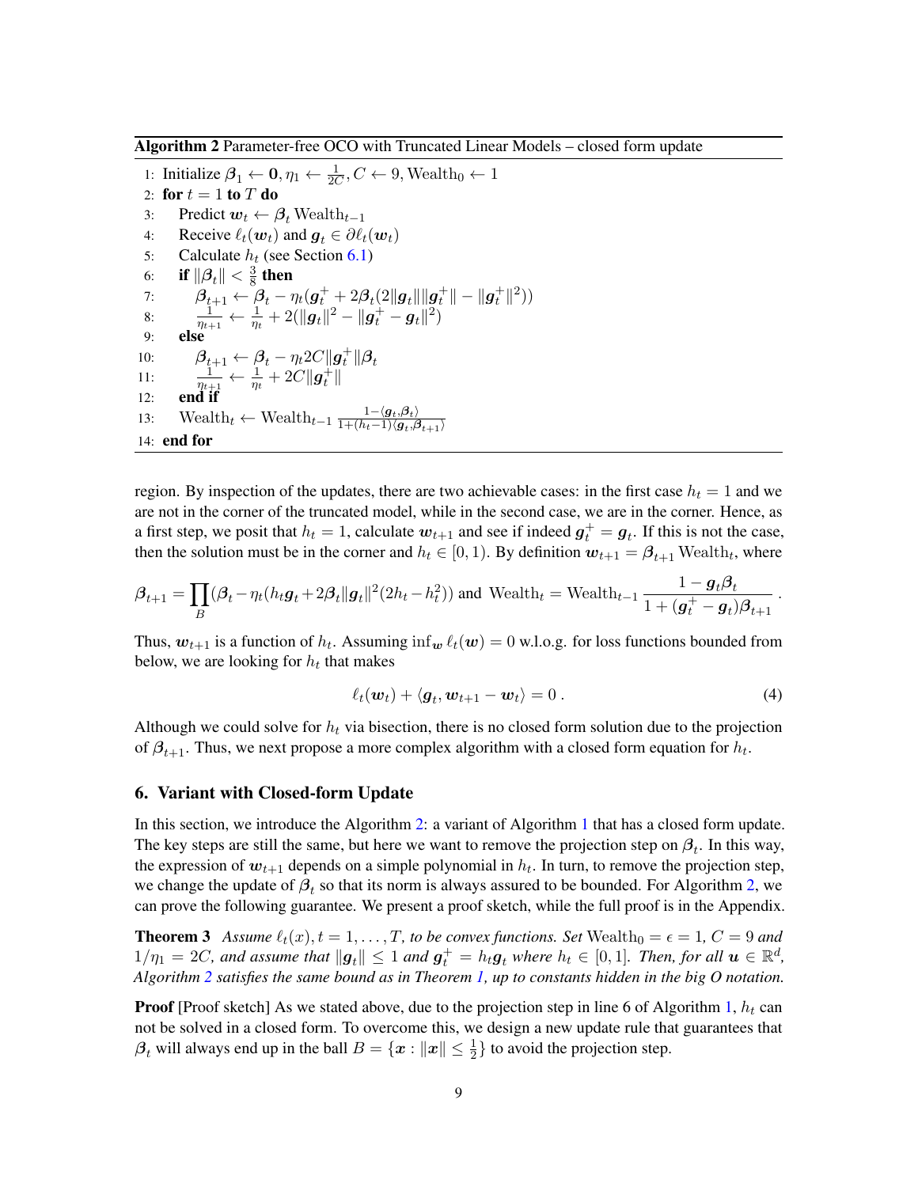**Algorithm 2** Parameter-free OCO with Truncated Linear Models – closed form update

```
1: Initialize β_1 ← 0, η_1 ← 1/(2C), C ← 9, Wealth_0 ← 1
2: for t = 1 to T do
3:    Predict w_t ← β_t Wealth_{t-1}
4:    Receive ℓ_t(w_t) and g_t ∈ ∂ℓ_t(w_t)
5:    Calculate h_t (see Section 6.1)
6:    if ‖β_t‖ < 3/8 then
7:       β_{t+1} ← β_t − η_t(g_t^+ + 2β_t(2‖g_t‖‖g_t^+‖ − ‖g_t^+‖^2))
8:       1/η_{t+1} ← 1/η_t + 2(‖g_t‖^2 − ‖g_t^+ − g_t‖^2)
9:    else
10:      β_{t+1} ← β_t − η_t 2C‖g_t^+‖β_t
11:      1/η_{t+1} ← 1/η_t + 2C‖g_t^+‖
12:   end if
13:   Wealth_t ← Wealth_{t-1} (1 − ⟨g_t, β_t⟩) / (1 + (h_t − 1)⟨g_t, β_{t+1}⟩)
14: end for
```

region. By inspection of the updates, there are two achievable cases: in the first case $h_t = 1$ and we are not in the corner of the truncated model, while in the second case, we are in the corner. Hence, as a first step, we posit that $h_t = 1$, calculate $\boldsymbol{w}_{t+1}$ and see if indeed $\boldsymbol{g}_t^+ = \boldsymbol{g}_t$. If this is not the case, then the solution must be in the corner and $h_t \in [0, 1)$. By definition $\boldsymbol{w}_{t+1} = \boldsymbol{\beta}_{t+1} \operatorname{Wealth}_t$, where

$$\boldsymbol{\beta}_{t+1} = \prod_B (\boldsymbol{\beta}_t - \eta_t(h_t \boldsymbol{g}_t + 2\boldsymbol{\beta}_t \|\boldsymbol{g}_t\|^2(2h_t - h_t^2))) \text{ and } \operatorname{Wealth}_t = \operatorname{Wealth}_{t-1} \frac{1 - \boldsymbol{g}_t \boldsymbol{\beta}_t}{1 + (\boldsymbol{g}_t^+ - \boldsymbol{g}_t)\boldsymbol{\beta}_{t+1}} .$$

Thus, $\boldsymbol{w}_{t+1}$ is a function of $h_t$. Assuming $\inf_{\boldsymbol{w}} \ell_t(\boldsymbol{w}) = 0$ w.l.o.g. for loss functions bounded from below, we are looking for $h_t$ that makes

$$\ell_t(\boldsymbol{w}_t) + \langle \boldsymbol{g}_t, \boldsymbol{w}_{t+1} - \boldsymbol{w}_t \rangle = 0 . \tag{4}$$

Although we could solve for $h_t$ via bisection, there is no closed form solution due to the projection of $\boldsymbol{\beta}_{t+1}$. Thus, we next propose a more complex algorithm with a closed form equation for $h_t$.

## 6. Variant with Closed-form Update

In this section, we introduce the Algorithm 2: a variant of Algorithm 1 that has a closed form update. The key steps are still the same, but here we want to remove the projection step on $\boldsymbol{\beta}_t$. In this way, the expression of $\boldsymbol{w}_{t+1}$ depends on a simple polynomial in $h_t$. In turn, to remove the projection step, we change the update of $\boldsymbol{\beta}_t$ so that its norm is always assured to be bounded. For Algorithm 2, we can prove the following guarantee. We present a proof sketch, while the full proof is in the Appendix.

**Theorem 3** *Assume $\ell_t(x), t = 1, \dots, T$, to be convex functions. Set $\operatorname{Wealth}_0 = \epsilon = 1$, $C = 9$ and $1/\eta_1 = 2C$, and assume that $\|\boldsymbol{g}_t\| \leq 1$ and $\boldsymbol{g}_t^+ = h_t \boldsymbol{g}_t$ where $h_t \in [0, 1]$. Then, for all $\boldsymbol{u} \in \mathbb{R}^d$, Algorithm 2 satisfies the same bound as in Theorem 1, up to constants hidden in the big O notation.*

**Proof** [Proof sketch] As we stated above, due to the projection step in line 6 of Algorithm 1, $h_t$ can not be solved in a closed form. To overcome this, we design a new update rule that guarantees that $\boldsymbol{\beta}_t$ will always end up in the ball $B = \{\boldsymbol{x} : \|\boldsymbol{x}\| \leq \frac{1}{2}\}$ to avoid the projection step.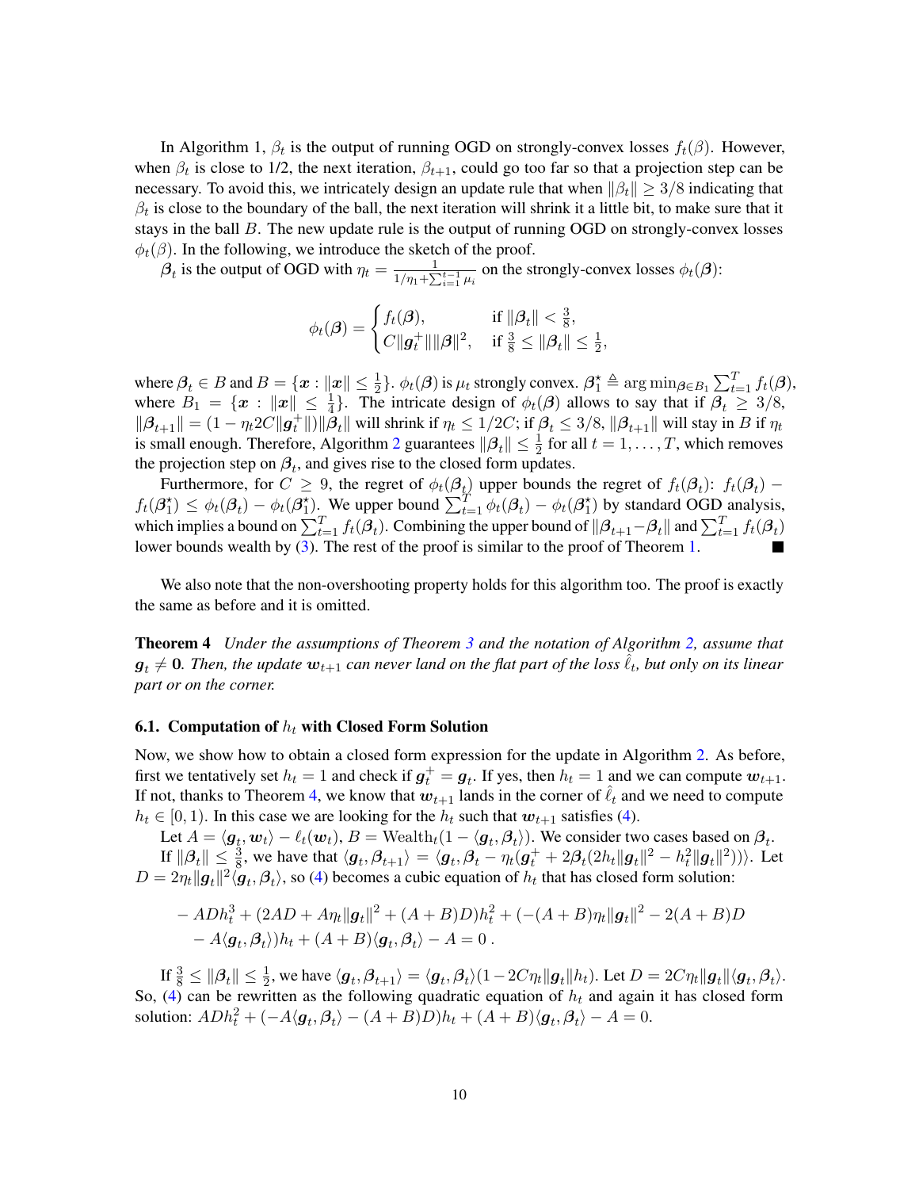In Algorithm 1, $\beta_t$ is the output of running OGD on strongly-convex losses $f_t(\beta)$. However, when $\beta_t$ is close to 1/2, the next iteration, $\beta_{t+1}$, could go too far so that a projection step can be necessary. To avoid this, we intricately design an update rule that when $\|\beta_t\| \geq 3/8$ indicating that $\beta_t$ is close to the boundary of the ball, the next iteration will shrink it a little bit, to make sure that it stays in the ball $B$. The new update rule is the output of running OGD on strongly-convex losses $\phi_t(\beta)$. In the following, we introduce the sketch of the proof.

$\boldsymbol{\beta}_t$ is the output of OGD with $\eta_t = \frac{1}{1/\eta_1 + \sum_{i=1}^{t-1} \mu_i}$ on the strongly-convex losses $\phi_t(\boldsymbol{\beta})$:

$$
\phi_t(\boldsymbol{\beta}) = \begin{cases} f_t(\boldsymbol{\beta}), & \text{if } \|\boldsymbol{\beta}_t\| < \frac{3}{8}, \\ C\|\boldsymbol{g}_t^+\|\|\boldsymbol{\beta}\|^2, & \text{if } \frac{3}{8} \leq \|\boldsymbol{\beta}_t\| \leq \frac{1}{2}, \end{cases}
$$

where $\boldsymbol{\beta}_t \in B$ and $B = \{\boldsymbol{x} : \|\boldsymbol{x}\| \leq \frac{1}{2}\}$. $\phi_t(\boldsymbol{\beta})$ is $\mu_t$ strongly convex. $\boldsymbol{\beta}_1^\star \triangleq \arg\min_{\boldsymbol{\beta} \in B_1} \sum_{t=1}^T f_t(\boldsymbol{\beta})$, where $B_1 = \{\boldsymbol{x} : \|\boldsymbol{x}\| \leq \frac{1}{4}\}$. The intricate design of $\phi_t(\boldsymbol{\beta})$ allows to say that if $\boldsymbol{\beta}_t \geq 3/8$, $\|\boldsymbol{\beta}_{t+1}\| = (1 - \eta_t 2C\|\boldsymbol{g}_t^+\|)\|\boldsymbol{\beta}_t\|$ will shrink if $\eta_t \leq 1/2C$; if $\boldsymbol{\beta}_t \leq 3/8$, $\|\boldsymbol{\beta}_{t+1}\|$ will stay in $B$ if $\eta_t$ is small enough. Therefore, Algorithm 2 guarantees $\|\boldsymbol{\beta}_t\| \leq \frac{1}{2}$ for all $t = 1, \dots, T$, which removes the projection step on $\boldsymbol{\beta}_t$, and gives rise to the closed form updates.

Furthermore, for $C \geq 9$, the regret of $\phi_t(\boldsymbol{\beta}_t)$ upper bounds the regret of $f_t(\boldsymbol{\beta}_t)$: $f_t(\boldsymbol{\beta}_t) - f_t(\boldsymbol{\beta}_1^\star) \leq \phi_t(\boldsymbol{\beta}_t) - \phi_t(\boldsymbol{\beta}_1^\star)$. We upper bound $\sum_{t=1}^T \phi_t(\boldsymbol{\beta}_t) - \phi_t(\boldsymbol{\beta}_1^\star)$ by standard OGD analysis, which implies a bound on $\sum_{t=1}^T f_t(\boldsymbol{\beta}_t)$. Combining the upper bound of $\|\boldsymbol{\beta}_{t+1} - \boldsymbol{\beta}_t\|$ and $\sum_{t=1}^T f_t(\boldsymbol{\beta}_t)$ lower bounds wealth by (3). The rest of the proof is similar to the proof of Theorem 1. ■

We also note that the non-overshooting property holds for this algorithm too. The proof is exactly the same as before and it is omitted.

**Theorem 4** *Under the assumptions of Theorem 3 and the notation of Algorithm 2, assume that $\boldsymbol{g}_t \neq \boldsymbol{0}$. Then, the update $\boldsymbol{w}_{t+1}$ can never land on the flat part of the loss $\hat{\ell}_t$, but only on its linear part or on the corner.*

### 6.1. Computation of $h_t$ with Closed Form Solution

Now, we show how to obtain a closed form expression for the update in Algorithm 2. As before, first we tentatively set $h_t = 1$ and check if $\boldsymbol{g}_t^+ = \boldsymbol{g}_t$. If yes, then $h_t = 1$ and we can compute $\boldsymbol{w}_{t+1}$. If not, thanks to Theorem 4, we know that $\boldsymbol{w}_{t+1}$ lands in the corner of $\hat{\ell}_t$ and we need to compute $h_t \in [0, 1)$. In this case we are looking for the $h_t$ such that $\boldsymbol{w}_{t+1}$ satisfies (4).

Let $A = \langle \boldsymbol{g}_t, \boldsymbol{w}_t \rangle - \ell_t(\boldsymbol{w}_t)$, $B = \text{Wealth}_t(1 - \langle \boldsymbol{g}_t, \boldsymbol{\beta}_t \rangle)$. We consider two cases based on $\boldsymbol{\beta}_t$.

If $\|\boldsymbol{\beta}_t\| \leq \frac{3}{8}$, we have that $\langle \boldsymbol{g}_t, \boldsymbol{\beta}_{t+1} \rangle = \langle \boldsymbol{g}_t, \boldsymbol{\beta}_t - \eta_t(\boldsymbol{g}_t^+ + 2\boldsymbol{\beta}_t(2h_t\|\boldsymbol{g}_t\|^2 - h_t^2\|\boldsymbol{g}_t\|^2)) \rangle$. Let $D = 2\eta_t\|\boldsymbol{g}_t\|^2\langle \boldsymbol{g}_t, \boldsymbol{\beta}_t \rangle$, so (4) becomes a cubic equation of $h_t$ that has closed form solution:

$$
\begin{aligned}
&-ADh_t^3 + (2AD + A\eta_t\|\boldsymbol{g}_t\|^2 + (A+B)D)h_t^2 + (-(A+B)\eta_t\|\boldsymbol{g}_t\|^2 - 2(A+B)D \\
&\quad - A\langle \boldsymbol{g}_t, \boldsymbol{\beta}_t \rangle)h_t + (A+B)\langle \boldsymbol{g}_t, \boldsymbol{\beta}_t \rangle - A = 0\,.
\end{aligned}
$$

If $\frac{3}{8} \leq \|\boldsymbol{\beta}_t\| \leq \frac{1}{2}$, we have $\langle \boldsymbol{g}_t, \boldsymbol{\beta}_{t+1} \rangle = \langle \boldsymbol{g}_t, \boldsymbol{\beta}_t \rangle(1 - 2C\eta_t\|\boldsymbol{g}_t\|h_t)$. Let $D = 2C\eta_t\|\boldsymbol{g}_t\|\langle \boldsymbol{g}_t, \boldsymbol{\beta}_t \rangle$. So, (4) can be rewritten as the following quadratic equation of $h_t$ and again it has closed form solution: $ADh_t^2 + (-A\langle \boldsymbol{g}_t, \boldsymbol{\beta}_t \rangle - (A+B)D)h_t + (A+B)\langle \boldsymbol{g}_t, \boldsymbol{\beta}_t \rangle - A = 0$.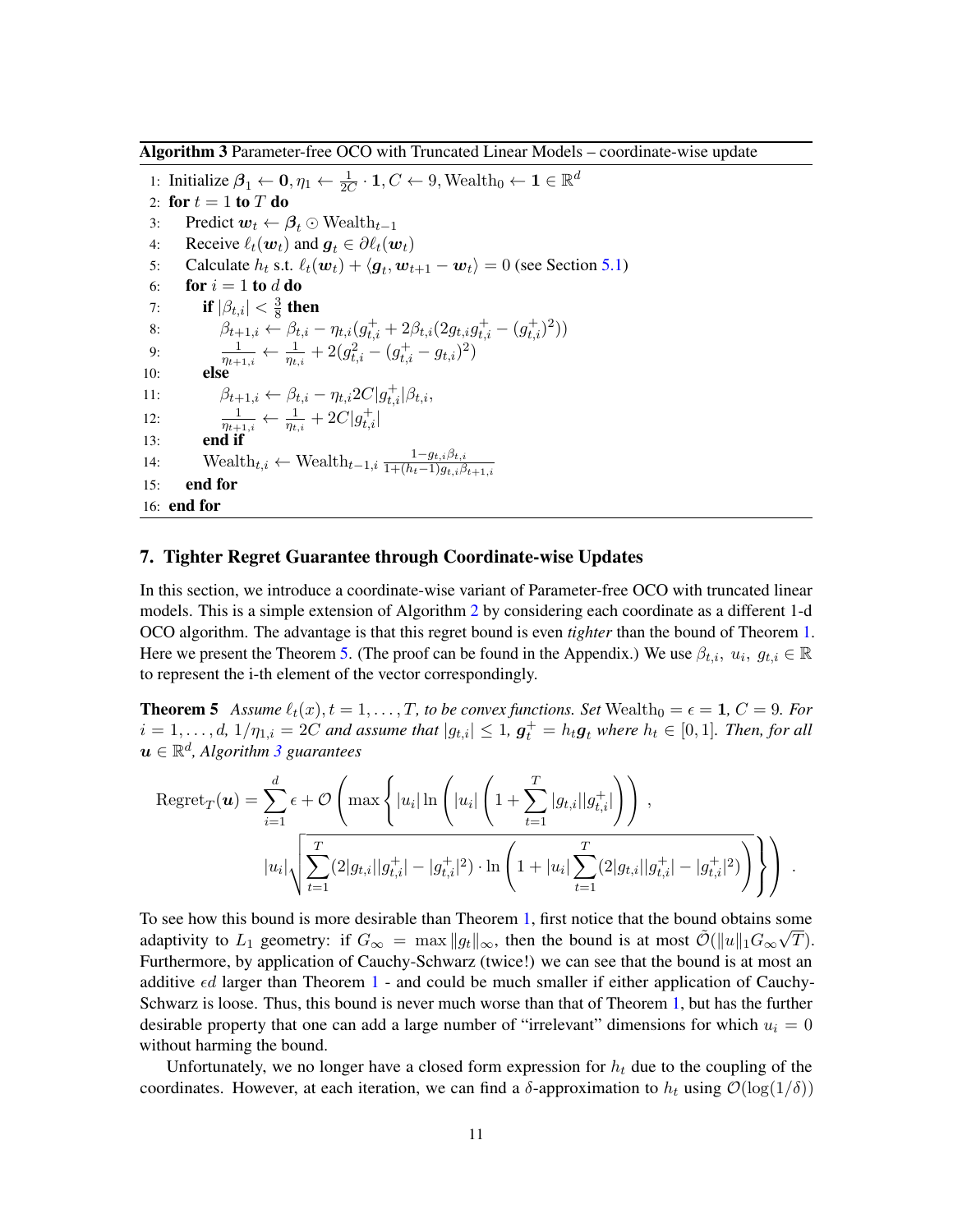**Algorithm 3** Parameter-free OCO with Truncated Linear Models – coordinate-wise update

```
1:  Initialize β_1 ← 0, η_1 ← (1/(2C)) · 1, C ← 9, Wealth_0 ← 1 ∈ ℝ^d
2:  for t = 1 to T do
3:      Predict w_t ← β_t ⊙ Wealth_{t−1}
4:      Receive ℓ_t(w_t) and g_t ∈ ∂ℓ_t(w_t)
5:      Calculate h_t s.t. ℓ_t(w_t) + ⟨g_t, w_{t+1} − w_t⟩ = 0 (see Section 5.1)
6:      for i = 1 to d do
7:          if |β_{t,i}| < 3/8 then
8:              β_{t+1,i} ← β_{t,i} − η_{t,i}(g^+_{t,i} + 2β_{t,i}(2g_{t,i}g^+_{t,i} − (g^+_{t,i})^2))
9:              1/η_{t+1,i} ← 1/η_{t,i} + 2(g^2_{t,i} − (g^+_{t,i} − g_{t,i})^2)
10:         else
11:             β_{t+1,i} ← β_{t,i} − η_{t,i} 2C|g^+_{t,i}|β_{t,i},
12:             1/η_{t+1,i} ← 1/η_{t,i} + 2C|g^+_{t,i}|
13:         end if
14:         Wealth_{t,i} ← Wealth_{t−1,i} (1 − g_{t,i}β_{t,i}) / (1 + (h_t − 1)g_{t,i}β_{t+1,i})
15:     end for
16: end for
```

## 7. Tighter Regret Guarantee through Coordinate-wise Updates

In this section, we introduce a coordinate-wise variant of Parameter-free OCO with truncated linear models. This is a simple extension of Algorithm 2 by considering each coordinate as a different 1-d OCO algorithm. The advantage is that this regret bound is even *tighter* than the bound of Theorem 1. Here we present the Theorem 5. (The proof can be found in the Appendix.) We use $\beta_{t,i},\ u_i,\ g_{t,i} \in \mathbb{R}$ to represent the i-th element of the vector correspondingly.

**Theorem 5** *Assume $\ell_t(x), t = 1, \dots, T$, to be convex functions. Set* $\text{Wealth}_0 = \epsilon = \mathbf{1}$*,* $C = 9$*. For $i = 1, \dots, d$, $1/\eta_{1,i} = 2C$ and assume that $|g_{t,i}| \le 1$, $\boldsymbol{g}_t^+ = h_t \boldsymbol{g}_t$ where $h_t \in [0, 1]$. Then, for all $\boldsymbol{u} \in \mathbb{R}^d$, Algorithm 3 guarantees*

$$
\text{Regret}_T(\boldsymbol{u}) = \sum_{i=1}^{d} \epsilon + \mathcal{O}\left( \max\left\{ |u_i| \ln\left( |u_i| \left( 1 + \sum_{t=1}^{T} |g_{t,i}||g^+_{t,i}| \right) \right) , \right.\right.
$$
$$
\left.\left. |u_i| \sqrt{ \sum_{t=1}^{T} (2|g_{t,i}||g^+_{t,i}| - |g^+_{t,i}|^2) \cdot \ln\left( 1 + |u_i| \sum_{t=1}^{T} (2|g_{t,i}||g^+_{t,i}| - |g^+_{t,i}|^2) \right) } \right\} \right) .
$$

To see how this bound is more desirable than Theorem 1, first notice that the bound obtains some adaptivity to $L_1$ geometry: if $G_\infty = \max \|g_t\|_\infty$, then the bound is at most $\tilde{\mathcal{O}}(\|u\|_1 G_\infty \sqrt{T})$. Furthermore, by application of Cauchy-Schwarz (twice!) we can see that the bound is at most an additive $\epsilon d$ larger than Theorem 1 - and could be much smaller if either application of Cauchy-Schwarz is loose. Thus, this bound is never much worse than that of Theorem 1, but has the further desirable property that one can add a large number of "irrelevant" dimensions for which $u_i = 0$ without harming the bound.

Unfortunately, we no longer have a closed form expression for $h_t$ due to the coupling of the coordinates. However, at each iteration, we can find a $\delta$-approximation to $h_t$ using $\mathcal{O}(\log(1/\delta))$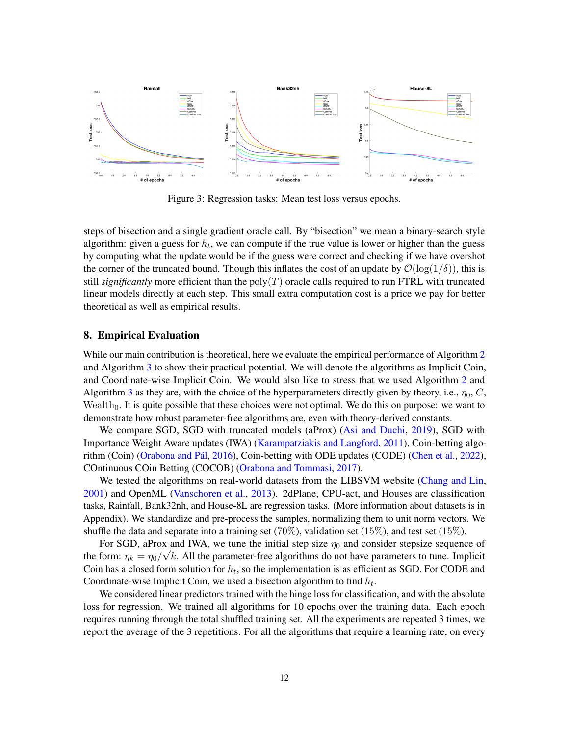Figure 3: Regression tasks: Mean test loss versus epochs.

steps of bisection and a single gradient oracle call. By "bisection" we mean a binary-search style algorithm: given a guess for $h_t$, we can compute if the true value is lower or higher than the guess by computing what the update would be if the guess were correct and checking if we have overshot the corner of the truncated bound. Though this inflates the cost of an update by $\mathcal{O}(\log(1/\delta))$, this is still *significantly* more efficient than the poly$(T)$ oracle calls required to run FTRL with truncated linear models directly at each step. This small extra computation cost is a price we pay for better theoretical as well as empirical results.

## 8. Empirical Evaluation

While our main contribution is theoretical, here we evaluate the empirical performance of Algorithm 2 and Algorithm 3 to show their practical potential. We will denote the algorithms as Implicit Coin, and Coordinate-wise Implicit Coin. We would also like to stress that we used Algorithm 2 and Algorithm 3 as they are, with the choice of the hyperparameters directly given by theory, i.e., $\eta_0$, $C$, $\text{Wealth}_0$. It is quite possible that these choices were not optimal. We do this on purpose: we want to demonstrate how robust parameter-free algorithms are, even with theory-derived constants.

We compare SGD, SGD with truncated models (aProx) (Asi and Duchi, 2019), SGD with Importance Weight Aware updates (IWA) (Karampatziakis and Langford, 2011), Coin-betting algorithm (Coin) (Orabona and Pál, 2016), Coin-betting with ODE updates (CODE) (Chen et al., 2022), COntinuous COin Betting (COCOB) (Orabona and Tommasi, 2017).

We tested the algorithms on real-world datasets from the LIBSVM website (Chang and Lin, 2001) and OpenML (Vanschoren et al., 2013). 2dPlane, CPU-act, and Houses are classification tasks, Rainfall, Bank32nh, and House-8L are regression tasks. (More information about datasets is in Appendix). We standardize and pre-process the samples, normalizing them to unit norm vectors. We shuffle the data and separate into a training set (70%), validation set (15%), and test set (15%).

For SGD, aProx and IWA, we tune the initial step size $\eta_0$ and consider stepsize sequence of the form: $\eta_k = \eta_0/\sqrt{k}$. All the parameter-free algorithms do not have parameters to tune. Implicit Coin has a closed form solution for $h_t$, so the implementation is as efficient as SGD. For CODE and Coordinate-wise Implicit Coin, we used a bisection algorithm to find $h_t$.

We considered linear predictors trained with the hinge loss for classification, and with the absolute loss for regression. We trained all algorithms for 10 epochs over the training data. Each epoch requires running through the total shuffled training set. All the experiments are repeated 3 times, we report the average of the 3 repetitions. For all the algorithms that require a learning rate, on every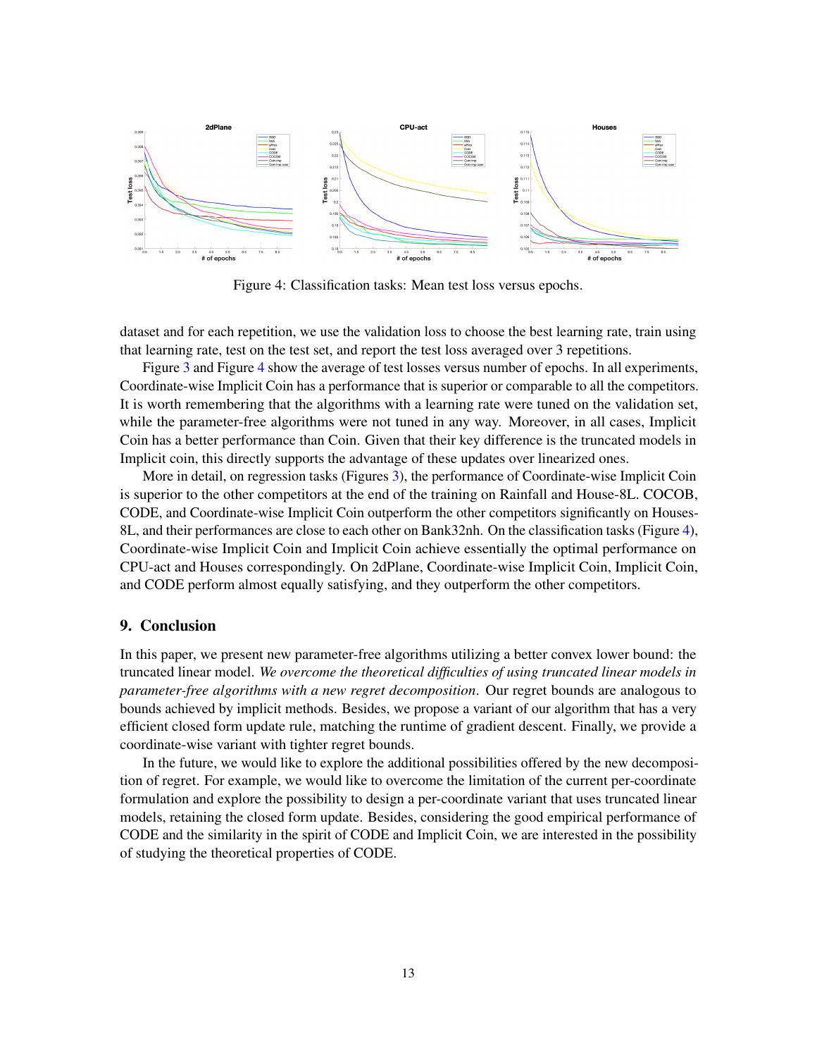Figure 4: Classification tasks: Mean test loss versus epochs.

dataset and for each repetition, we use the validation loss to choose the best learning rate, train using that learning rate, test on the test set, and report the test loss averaged over 3 repetitions.

Figure 3 and Figure 4 show the average of test losses versus number of epochs. In all experiments, Coordinate-wise Implicit Coin has a performance that is superior or comparable to all the competitors. It is worth remembering that the algorithms with a learning rate were tuned on the validation set, while the parameter-free algorithms were not tuned in any way. Moreover, in all cases, Implicit Coin has a better performance than Coin. Given that their key difference is the truncated models in Implicit coin, this directly supports the advantage of these updates over linearized ones.

More in detail, on regression tasks (Figures 3), the performance of Coordinate-wise Implicit Coin is superior to the other competitors at the end of the training on Rainfall and House-8L. COCOB, CODE, and Coordinate-wise Implicit Coin outperform the other competitors significantly on Houses-8L, and their performances are close to each other on Bank32nh. On the classification tasks (Figure 4), Coordinate-wise Implicit Coin and Implicit Coin achieve essentially the optimal performance on CPU-act and Houses correspondingly. On 2dPlane, Coordinate-wise Implicit Coin, Implicit Coin, and CODE perform almost equally satisfying, and they outperform the other competitors.

## 9. Conclusion

In this paper, we present new parameter-free algorithms utilizing a better convex lower bound: the truncated linear model. *We overcome the theoretical difficulties of using truncated linear models in parameter-free algorithms with a new regret decomposition*. Our regret bounds are analogous to bounds achieved by implicit methods. Besides, we propose a variant of our algorithm that has a very efficient closed form update rule, matching the runtime of gradient descent. Finally, we provide a coordinate-wise variant with tighter regret bounds.

In the future, we would like to explore the additional possibilities offered by the new decomposition of regret. For example, we would like to overcome the limitation of the current per-coordinate formulation and explore the possibility to design a per-coordinate variant that uses truncated linear models, retaining the closed form update. Besides, considering the good empirical performance of CODE and the similarity in the spirit of CODE and Implicit Coin, we are interested in the possibility of studying the theoretical properties of CODE.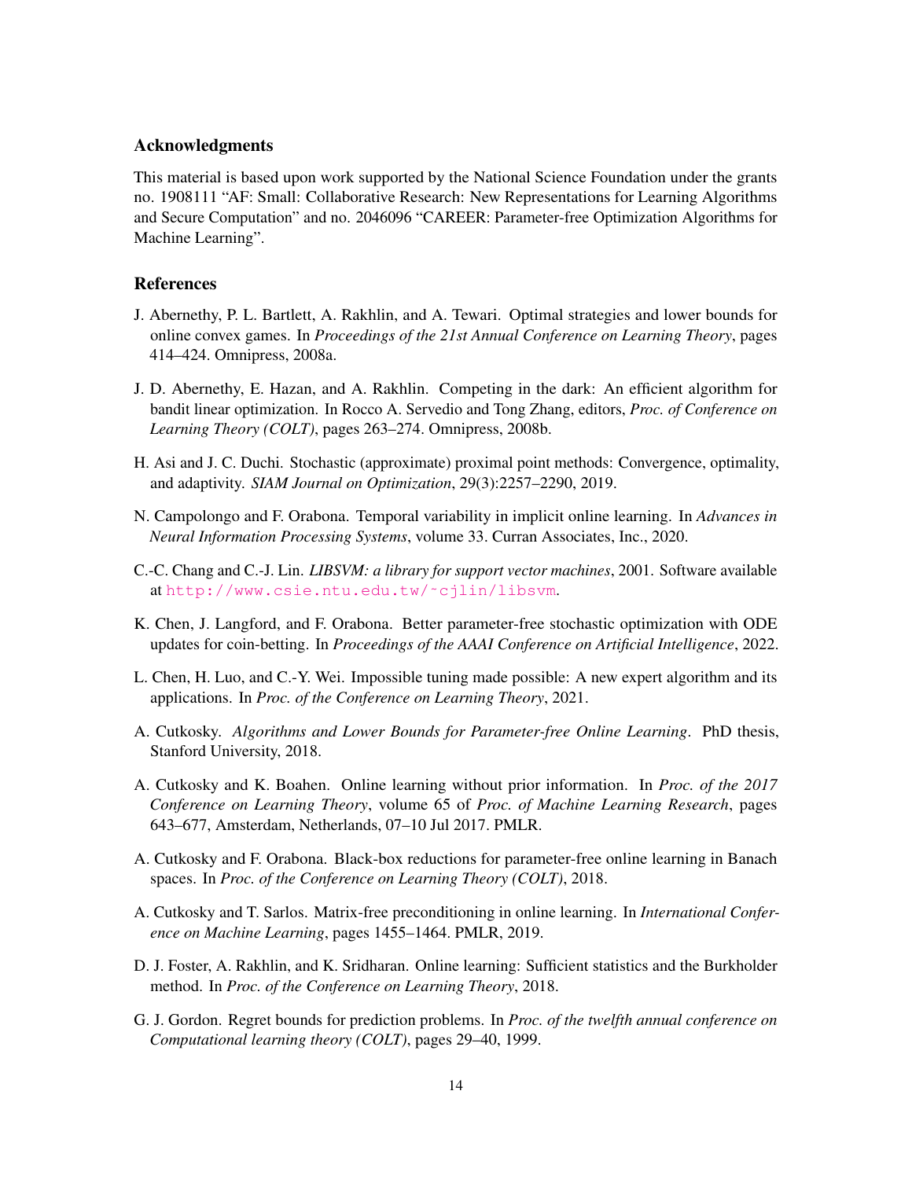## Acknowledgments

This material is based upon work supported by the National Science Foundation under the grants no. 1908111 “AF: Small: Collaborative Research: New Representations for Learning Algorithms and Secure Computation” and no. 2046096 “CAREER: Parameter-free Optimization Algorithms for Machine Learning”.

## References

J. Abernethy, P. L. Bartlett, A. Rakhlin, and A. Tewari. Optimal strategies and lower bounds for online convex games. In *Proceedings of the 21st Annual Conference on Learning Theory*, pages 414–424. Omnipress, 2008a.

J. D. Abernethy, E. Hazan, and A. Rakhlin. Competing in the dark: An efficient algorithm for bandit linear optimization. In Rocco A. Servedio and Tong Zhang, editors, *Proc. of Conference on Learning Theory (COLT)*, pages 263–274. Omnipress, 2008b.

H. Asi and J. C. Duchi. Stochastic (approximate) proximal point methods: Convergence, optimality, and adaptivity. *SIAM Journal on Optimization*, 29(3):2257–2290, 2019.

N. Campolongo and F. Orabona. Temporal variability in implicit online learning. In *Advances in Neural Information Processing Systems*, volume 33. Curran Associates, Inc., 2020.

C.-C. Chang and C.-J. Lin. *LIBSVM: a library for support vector machines*, 2001. Software available at http://www.csie.ntu.edu.tw/~cjlin/libsvm.

K. Chen, J. Langford, and F. Orabona. Better parameter-free stochastic optimization with ODE updates for coin-betting. In *Proceedings of the AAAI Conference on Artificial Intelligence*, 2022.

L. Chen, H. Luo, and C.-Y. Wei. Impossible tuning made possible: A new expert algorithm and its applications. In *Proc. of the Conference on Learning Theory*, 2021.

A. Cutkosky. *Algorithms and Lower Bounds for Parameter-free Online Learning*. PhD thesis, Stanford University, 2018.

A. Cutkosky and K. Boahen. Online learning without prior information. In *Proc. of the 2017 Conference on Learning Theory*, volume 65 of *Proc. of Machine Learning Research*, pages 643–677, Amsterdam, Netherlands, 07–10 Jul 2017. PMLR.

A. Cutkosky and F. Orabona. Black-box reductions for parameter-free online learning in Banach spaces. In *Proc. of the Conference on Learning Theory (COLT)*, 2018.

A. Cutkosky and T. Sarlos. Matrix-free preconditioning in online learning. In *International Conference on Machine Learning*, pages 1455–1464. PMLR, 2019.

D. J. Foster, A. Rakhlin, and K. Sridharan. Online learning: Sufficient statistics and the Burkholder method. In *Proc. of the Conference on Learning Theory*, 2018.

G. J. Gordon. Regret bounds for prediction problems. In *Proc. of the twelfth annual conference on Computational learning theory (COLT)*, pages 29–40, 1999.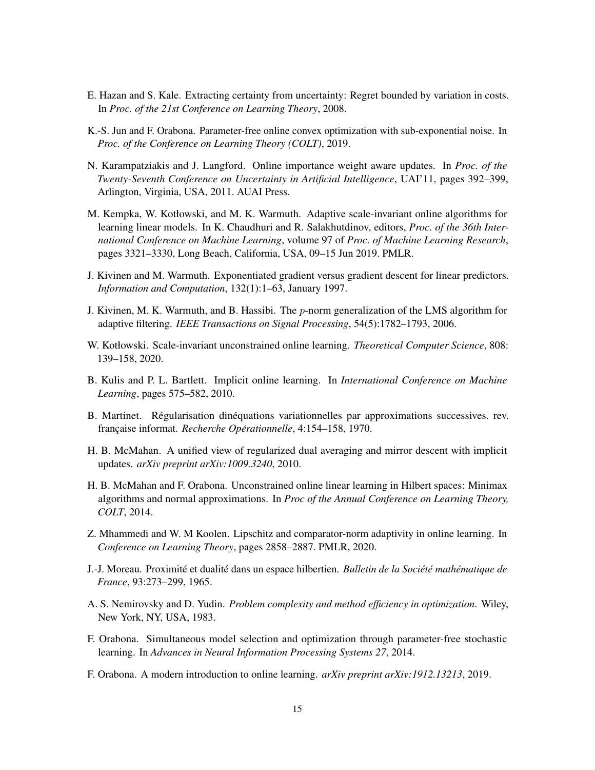E. Hazan and S. Kale. Extracting certainty from uncertainty: Regret bounded by variation in costs. In *Proc. of the 21st Conference on Learning Theory*, 2008.

K.-S. Jun and F. Orabona. Parameter-free online convex optimization with sub-exponential noise. In *Proc. of the Conference on Learning Theory (COLT)*, 2019.

N. Karampatziakis and J. Langford. Online importance weight aware updates. In *Proc. of the Twenty-Seventh Conference on Uncertainty in Artificial Intelligence*, UAI'11, pages 392–399, Arlington, Virginia, USA, 2011. AUAI Press.

M. Kempka, W. Kotłowski, and M. K. Warmuth. Adaptive scale-invariant online algorithms for learning linear models. In K. Chaudhuri and R. Salakhutdinov, editors, *Proc. of the 36th International Conference on Machine Learning*, volume 97 of *Proc. of Machine Learning Research*, pages 3321–3330, Long Beach, California, USA, 09–15 Jun 2019. PMLR.

J. Kivinen and M. Warmuth. Exponentiated gradient versus gradient descent for linear predictors. *Information and Computation*, 132(1):1–63, January 1997.

J. Kivinen, M. K. Warmuth, and B. Hassibi. The $p$-norm generalization of the LMS algorithm for adaptive filtering. *IEEE Transactions on Signal Processing*, 54(5):1782–1793, 2006.

W. Kotłowski. Scale-invariant unconstrained online learning. *Theoretical Computer Science*, 808: 139–158, 2020.

B. Kulis and P. L. Bartlett. Implicit online learning. In *International Conference on Machine Learning*, pages 575–582, 2010.

B. Martinet. Régularisation dinéquations variationnelles par approximations successives. rev. française informat. *Recherche Opérationnelle*, 4:154–158, 1970.

H. B. McMahan. A unified view of regularized dual averaging and mirror descent with implicit updates. *arXiv preprint arXiv:1009.3240*, 2010.

H. B. McMahan and F. Orabona. Unconstrained online linear learning in Hilbert spaces: Minimax algorithms and normal approximations. In *Proc of the Annual Conference on Learning Theory, COLT*, 2014.

Z. Mhammedi and W. M Koolen. Lipschitz and comparator-norm adaptivity in online learning. In *Conference on Learning Theory*, pages 2858–2887. PMLR, 2020.

J.-J. Moreau. Proximité et dualité dans un espace hilbertien. *Bulletin de la Société mathématique de France*, 93:273–299, 1965.

A. S. Nemirovsky and D. Yudin. *Problem complexity and method efficiency in optimization*. Wiley, New York, NY, USA, 1983.

F. Orabona. Simultaneous model selection and optimization through parameter-free stochastic learning. In *Advances in Neural Information Processing Systems 27*, 2014.

F. Orabona. A modern introduction to online learning. *arXiv preprint arXiv:1912.13213*, 2019.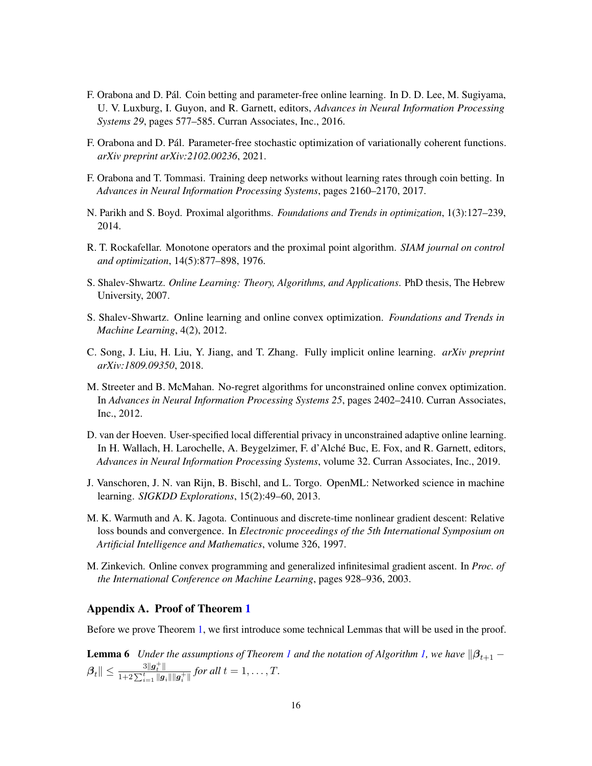F. Orabona and D. Pál. Coin betting and parameter-free online learning. In D. D. Lee, M. Sugiyama, U. V. Luxburg, I. Guyon, and R. Garnett, editors, *Advances in Neural Information Processing Systems 29*, pages 577–585. Curran Associates, Inc., 2016.

F. Orabona and D. Pál. Parameter-free stochastic optimization of variationally coherent functions. *arXiv preprint arXiv:2102.00236*, 2021.

F. Orabona and T. Tommasi. Training deep networks without learning rates through coin betting. In *Advances in Neural Information Processing Systems*, pages 2160–2170, 2017.

N. Parikh and S. Boyd. Proximal algorithms. *Foundations and Trends in optimization*, 1(3):127–239, 2014.

R. T. Rockafellar. Monotone operators and the proximal point algorithm. *SIAM journal on control and optimization*, 14(5):877–898, 1976.

S. Shalev-Shwartz. *Online Learning: Theory, Algorithms, and Applications*. PhD thesis, The Hebrew University, 2007.

S. Shalev-Shwartz. Online learning and online convex optimization. *Foundations and Trends in Machine Learning*, 4(2), 2012.

C. Song, J. Liu, H. Liu, Y. Jiang, and T. Zhang. Fully implicit online learning. *arXiv preprint arXiv:1809.09350*, 2018.

M. Streeter and B. McMahan. No-regret algorithms for unconstrained online convex optimization. In *Advances in Neural Information Processing Systems 25*, pages 2402–2410. Curran Associates, Inc., 2012.

D. van der Hoeven. User-specified local differential privacy in unconstrained adaptive online learning. In H. Wallach, H. Larochelle, A. Beygelzimer, F. d'Alché Buc, E. Fox, and R. Garnett, editors, *Advances in Neural Information Processing Systems*, volume 32. Curran Associates, Inc., 2019.

J. Vanschoren, J. N. van Rijn, B. Bischl, and L. Torgo. OpenML: Networked science in machine learning. *SIGKDD Explorations*, 15(2):49–60, 2013.

M. K. Warmuth and A. K. Jagota. Continuous and discrete-time nonlinear gradient descent: Relative loss bounds and convergence. In *Electronic proceedings of the 5th International Symposium on Artificial Intelligence and Mathematics*, volume 326, 1997.

M. Zinkevich. Online convex programming and generalized infinitesimal gradient ascent. In *Proc. of the International Conference on Machine Learning*, pages 928–936, 2003.

## Appendix A. Proof of Theorem 1

Before we prove Theorem 1, we first introduce some technical Lemmas that will be used in the proof.

**Lemma 6** *Under the assumptions of Theorem 1 and the notation of Algorithm 1, we have* $\|\boldsymbol{\beta}_{t+1} - \boldsymbol{\beta}_t\| \leq \frac{3\|\boldsymbol{g}_t^+\|}{1+2\sum_{i=1}^t \|\boldsymbol{g}_i\|\|\boldsymbol{g}_i^+\|}$ *for all* $t = 1, \dots, T$.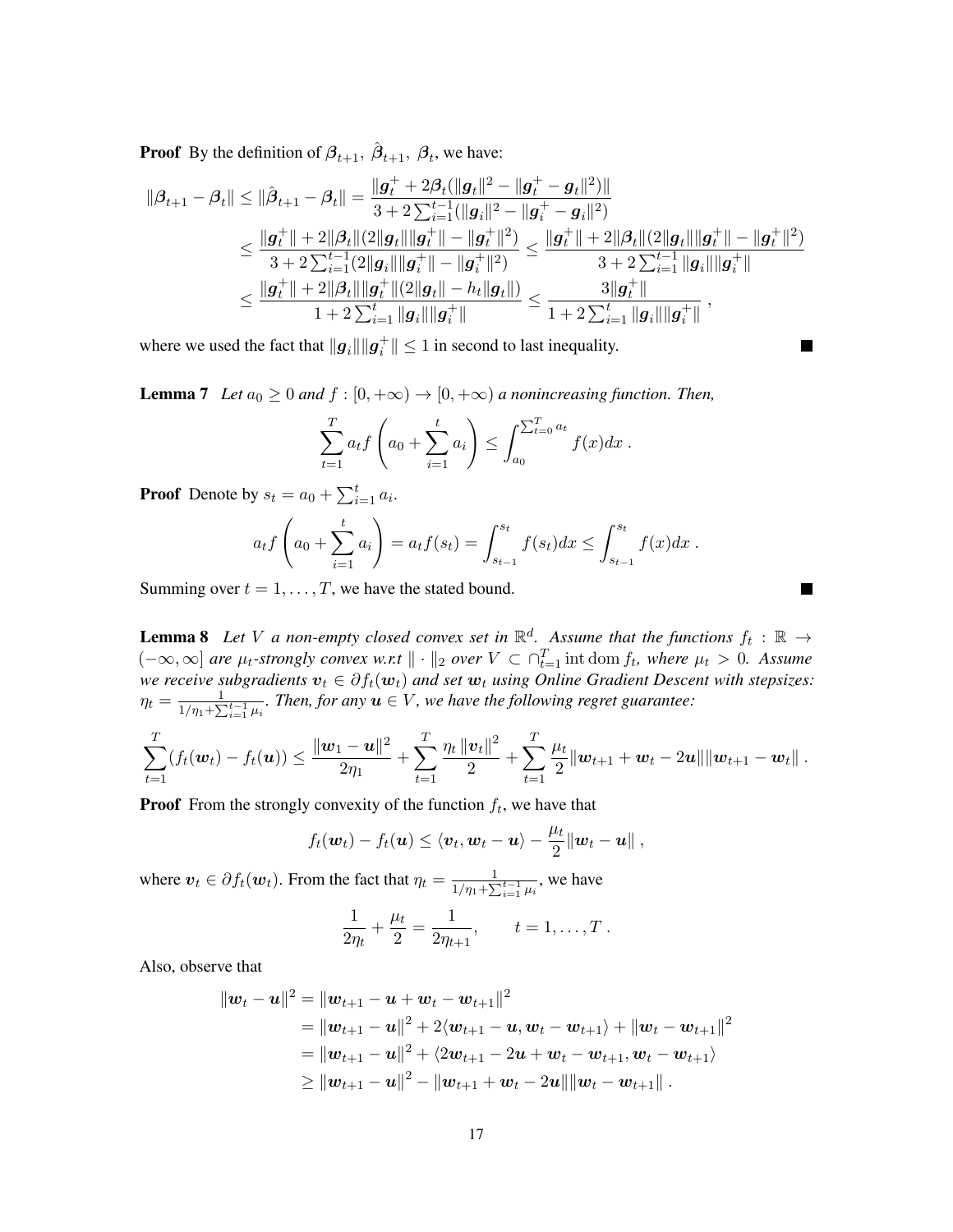**Proof** By the definition of $\boldsymbol{\beta}_{t+1},\ \hat{\boldsymbol{\beta}}_{t+1},\ \boldsymbol{\beta}_t$, we have:

$$
\begin{aligned}
\|\boldsymbol{\beta}_{t+1}-\boldsymbol{\beta}_t\| \leq \|\hat{\boldsymbol{\beta}}_{t+1}-\boldsymbol{\beta}_t\| &= \frac{\|\boldsymbol{g}_t^+ + 2\boldsymbol{\beta}_t(\|\boldsymbol{g}_t\|^2 - \|\boldsymbol{g}_t^+ - \boldsymbol{g}_t\|^2)\|}{3+2\sum_{i=1}^{t-1}(\|\boldsymbol{g}_i\|^2 - \|\boldsymbol{g}_i^+ - \boldsymbol{g}_i\|^2)} \\
&\leq \frac{\|\boldsymbol{g}_t^+\| + 2\|\boldsymbol{\beta}_t\|(2\|\boldsymbol{g}_t\|\|\boldsymbol{g}_t^+\| - \|\boldsymbol{g}_t^+\|^2)}{3+2\sum_{i=1}^{t-1}(2\|\boldsymbol{g}_i\|\|\boldsymbol{g}_i^+\| - \|\boldsymbol{g}_i^+\|^2)} \leq \frac{\|\boldsymbol{g}_t^+\| + 2\|\boldsymbol{\beta}_t\|(2\|\boldsymbol{g}_t\|\|\boldsymbol{g}_t^+\| - \|\boldsymbol{g}_t^+\|^2)}{3+2\sum_{i=1}^{t-1}\|\boldsymbol{g}_i\|\|\boldsymbol{g}_i^+\|} \\
&\leq \frac{\|\boldsymbol{g}_t^+\| + 2\|\boldsymbol{\beta}_t\|\|\boldsymbol{g}_t^+\|(2\|\boldsymbol{g}_t\| - h_t\|\boldsymbol{g}_t\|)}{1+2\sum_{i=1}^{t}\|\boldsymbol{g}_i\|\|\boldsymbol{g}_i^+\|} \leq \frac{3\|\boldsymbol{g}_t^+\|}{1+2\sum_{i=1}^{t}\|\boldsymbol{g}_i\|\|\boldsymbol{g}_i^+\|}~,
\end{aligned}
$$

where we used the fact that $\|\boldsymbol{g}_i\|\|\boldsymbol{g}_i^+\| \leq 1$ in second to last inequality. ∎

**Lemma 7** *Let $a_0 \geq 0$ and $f : [0, +\infty) \to [0, +\infty)$ a nonincreasing function. Then,*

$$
\sum_{t=1}^T a_t f\left(a_0 + \sum_{i=1}^t a_i\right) \leq \int_{a_0}^{\sum_{t=0}^T a_t} f(x) dx~.
$$

**Proof** Denote by $s_t = a_0 + \sum_{i=1}^t a_i$.

$$
a_t f\left(a_0 + \sum_{i=1}^t a_i\right) = a_t f(s_t) = \int_{s_{t-1}}^{s_t} f(s_t) dx \leq \int_{s_{t-1}}^{s_t} f(x) dx~.
$$

Summing over $t = 1, \dots, T$, we have the stated bound. ∎

**Lemma 8** *Let $V$ a non-empty closed convex set in $\mathbb{R}^d$. Assume that the functions $f_t : \mathbb{R} \to (-\infty, \infty]$ are $\mu_t$-strongly convex w.r.t $\|\cdot\|_2$ over $V \subset \cap_{t=1}^T \operatorname{int} \operatorname{dom} f_t$, where $\mu_t > 0$. Assume we receive subgradients $\boldsymbol{v}_t \in \partial f_t(\boldsymbol{w}_t)$ and set $\boldsymbol{w}_t$ using Online Gradient Descent with stepsizes: $\eta_t = \frac{1}{1/\eta_1 + \sum_{i=1}^{t-1}\mu_i}$. Then, for any $\boldsymbol{u} \in V$, we have the following regret guarantee:*

$$
\sum_{t=1}^T (f_t(\boldsymbol{w}_t) - f_t(\boldsymbol{u})) \leq \frac{\|\boldsymbol{w}_1 - \boldsymbol{u}\|^2}{2\eta_1} + \sum_{t=1}^T \frac{\eta_t \|\boldsymbol{v}_t\|^2}{2} + \sum_{t=1}^T \frac{\mu_t}{2}\|\boldsymbol{w}_{t+1} + \boldsymbol{w}_t - 2\boldsymbol{u}\|\|\boldsymbol{w}_{t+1} - \boldsymbol{w}_t\|~.
$$

**Proof** From the strongly convexity of the function $f_t$, we have that

$$
f_t(\boldsymbol{w}_t) - f_t(\boldsymbol{u}) \leq \langle \boldsymbol{v}_t, \boldsymbol{w}_t - \boldsymbol{u}\rangle - \frac{\mu_t}{2}\|\boldsymbol{w}_t - \boldsymbol{u}\|~,
$$

where $\boldsymbol{v}_t \in \partial f_t(\boldsymbol{w}_t)$. From the fact that $\eta_t = \frac{1}{1/\eta_1 + \sum_{i=1}^{t-1}\mu_i}$, we have

$$
\frac{1}{2\eta_t} + \frac{\mu_t}{2} = \frac{1}{2\eta_{t+1}}, \qquad t = 1, \dots, T~.
$$

Also, observe that

$$
\begin{aligned}
\|\boldsymbol{w}_t - \boldsymbol{u}\|^2 &= \|\boldsymbol{w}_{t+1} - \boldsymbol{u} + \boldsymbol{w}_t - \boldsymbol{w}_{t+1}\|^2 \\
&= \|\boldsymbol{w}_{t+1} - \boldsymbol{u}\|^2 + 2\langle \boldsymbol{w}_{t+1} - \boldsymbol{u}, \boldsymbol{w}_t - \boldsymbol{w}_{t+1}\rangle + \|\boldsymbol{w}_t - \boldsymbol{w}_{t+1}\|^2 \\
&= \|\boldsymbol{w}_{t+1} - \boldsymbol{u}\|^2 + \langle 2\boldsymbol{w}_{t+1} - 2\boldsymbol{u} + \boldsymbol{w}_t - \boldsymbol{w}_{t+1}, \boldsymbol{w}_t - \boldsymbol{w}_{t+1}\rangle \\
&\geq \|\boldsymbol{w}_{t+1} - \boldsymbol{u}\|^2 - \|\boldsymbol{w}_{t+1} + \boldsymbol{w}_t - 2\boldsymbol{u}\|\|\boldsymbol{w}_t - \boldsymbol{w}_{t+1}\|~.
\end{aligned}
$$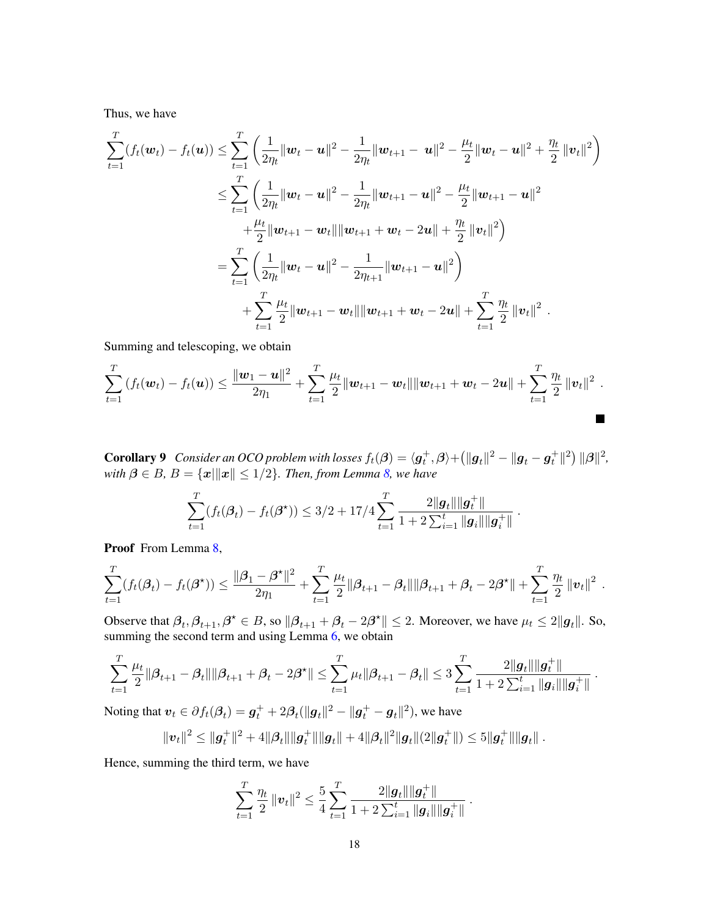Thus, we have

$$
\begin{aligned}
\sum_{t=1}^{T}(f_t(\boldsymbol{w}_t) - f_t(\boldsymbol{u})) &\leq \sum_{t=1}^{T} \left( \frac{1}{2\eta_t}\|\boldsymbol{w}_t - \boldsymbol{u}\|^2 - \frac{1}{2\eta_t}\|\boldsymbol{w}_{t+1} - \boldsymbol{u}\|^2 - \frac{\mu_t}{2}\|\boldsymbol{w}_t - \boldsymbol{u}\|^2 + \frac{\eta_t}{2}\|\boldsymbol{v}_t\|^2 \right) \\
&\leq \sum_{t=1}^{T} \left( \frac{1}{2\eta_t}\|\boldsymbol{w}_t - \boldsymbol{u}\|^2 - \frac{1}{2\eta_t}\|\boldsymbol{w}_{t+1} - \boldsymbol{u}\|^2 - \frac{\mu_t}{2}\|\boldsymbol{w}_{t+1} - \boldsymbol{u}\|^2 \right. \\
&\quad \left. + \frac{\mu_t}{2}\|\boldsymbol{w}_{t+1} - \boldsymbol{w}_t\|\|\boldsymbol{w}_{t+1} + \boldsymbol{w}_t - 2\boldsymbol{u}\| + \frac{\eta_t}{2}\|\boldsymbol{v}_t\|^2 \right) \\
&= \sum_{t=1}^{T} \left( \frac{1}{2\eta_t}\|\boldsymbol{w}_t - \boldsymbol{u}\|^2 - \frac{1}{2\eta_{t+1}}\|\boldsymbol{w}_{t+1} - \boldsymbol{u}\|^2 \right) \\
&\quad + \sum_{t=1}^{T} \frac{\mu_t}{2}\|\boldsymbol{w}_{t+1} - \boldsymbol{w}_t\|\|\boldsymbol{w}_{t+1} + \boldsymbol{w}_t - 2\boldsymbol{u}\| + \sum_{t=1}^{T} \frac{\eta_t}{2}\|\boldsymbol{v}_t\|^2 .
\end{aligned}
$$

Summing and telescoping, we obtain

$$
\sum_{t=1}^{T}(f_t(\boldsymbol{w}_t) - f_t(\boldsymbol{u})) \leq \frac{\|\boldsymbol{w}_1 - \boldsymbol{u}\|^2}{2\eta_1} + \sum_{t=1}^{T} \frac{\mu_t}{2}\|\boldsymbol{w}_{t+1} - \boldsymbol{w}_t\|\|\boldsymbol{w}_{t+1} + \boldsymbol{w}_t - 2\boldsymbol{u}\| + \sum_{t=1}^{T} \frac{\eta_t}{2}\|\boldsymbol{v}_t\|^2 .
$$

■

**Corollary 9** *Consider an OCO problem with losses $f_t(\boldsymbol{\beta}) = \langle \boldsymbol{g}_t^+, \boldsymbol{\beta}\rangle + \left(\|\boldsymbol{g}_t\|^2 - \|\boldsymbol{g}_t - \boldsymbol{g}_t^+\|^2\right)\|\boldsymbol{\beta}\|^2$, with $\boldsymbol{\beta} \in B$, $B = \{\boldsymbol{x} | \|\boldsymbol{x}\| \leq 1/2\}$. Then, from Lemma 8, we have*

$$
\sum_{t=1}^{T}(f_t(\boldsymbol{\beta}_t) - f_t(\boldsymbol{\beta}^\star)) \leq 3/2 + 17/4 \sum_{t=1}^{T} \frac{2\|\boldsymbol{g}_t\|\|\boldsymbol{g}_t^+\|}{1 + 2\sum_{i=1}^{t}\|\boldsymbol{g}_i\|\|\boldsymbol{g}_i^+\|} .
$$

**Proof** From Lemma 8,

$$
\sum_{t=1}^{T}(f_t(\boldsymbol{\beta}_t) - f_t(\boldsymbol{\beta}^\star)) \leq \frac{\|\boldsymbol{\beta}_1 - \boldsymbol{\beta}^\star\|^2}{2\eta_1} + \sum_{t=1}^{T} \frac{\mu_t}{2}\|\boldsymbol{\beta}_{t+1} - \boldsymbol{\beta}_t\|\|\boldsymbol{\beta}_{t+1} + \boldsymbol{\beta}_t - 2\boldsymbol{\beta}^\star\| + \sum_{t=1}^{T} \frac{\eta_t}{2}\|\boldsymbol{v}_t\|^2 .
$$

Observe that $\boldsymbol{\beta}_t, \boldsymbol{\beta}_{t+1}, \boldsymbol{\beta}^\star \in B$, so $\|\boldsymbol{\beta}_{t+1} + \boldsymbol{\beta}_t - 2\boldsymbol{\beta}^\star\| \leq 2$. Moreover, we have $\mu_t \leq 2\|\boldsymbol{g}_t\|$. So, summing the second term and using Lemma 6, we obtain

$$
\sum_{t=1}^{T} \frac{\mu_t}{2}\|\boldsymbol{\beta}_{t+1} - \boldsymbol{\beta}_t\|\|\boldsymbol{\beta}_{t+1} + \boldsymbol{\beta}_t - 2\boldsymbol{\beta}^\star\| \leq \sum_{t=1}^{T} \mu_t \|\boldsymbol{\beta}_{t+1} - \boldsymbol{\beta}_t\| \leq 3\sum_{t=1}^{T} \frac{2\|\boldsymbol{g}_t\|\|\boldsymbol{g}_t^+\|}{1 + 2\sum_{i=1}^{t}\|\boldsymbol{g}_i\|\|\boldsymbol{g}_i^+\|} .
$$

Noting that $\boldsymbol{v}_t \in \partial f_t(\boldsymbol{\beta}_t) = \boldsymbol{g}_t^+ + 2\boldsymbol{\beta}_t(\|\boldsymbol{g}_t\|^2 - \|\boldsymbol{g}_t^+ - \boldsymbol{g}_t\|^2)$, we have

$$
\|\boldsymbol{v}_t\|^2 \leq \|\boldsymbol{g}_t^+\|^2 + 4\|\boldsymbol{\beta}_t\|\|\boldsymbol{g}_t^+\|\|\boldsymbol{g}_t\| + 4\|\boldsymbol{\beta}_t\|^2\|\boldsymbol{g}_t\|(2\|\boldsymbol{g}_t^+\|) \leq 5\|\boldsymbol{g}_t^+\|\|\boldsymbol{g}_t\| .
$$

Hence, summing the third term, we have

$$
\sum_{t=1}^{T} \frac{\eta_t}{2}\|\boldsymbol{v}_t\|^2 \leq \frac{5}{4}\sum_{t=1}^{T} \frac{2\|\boldsymbol{g}_t\|\|\boldsymbol{g}_t^+\|}{1 + 2\sum_{i=1}^{t}\|\boldsymbol{g}_i\|\|\boldsymbol{g}_i^+\|} .
$$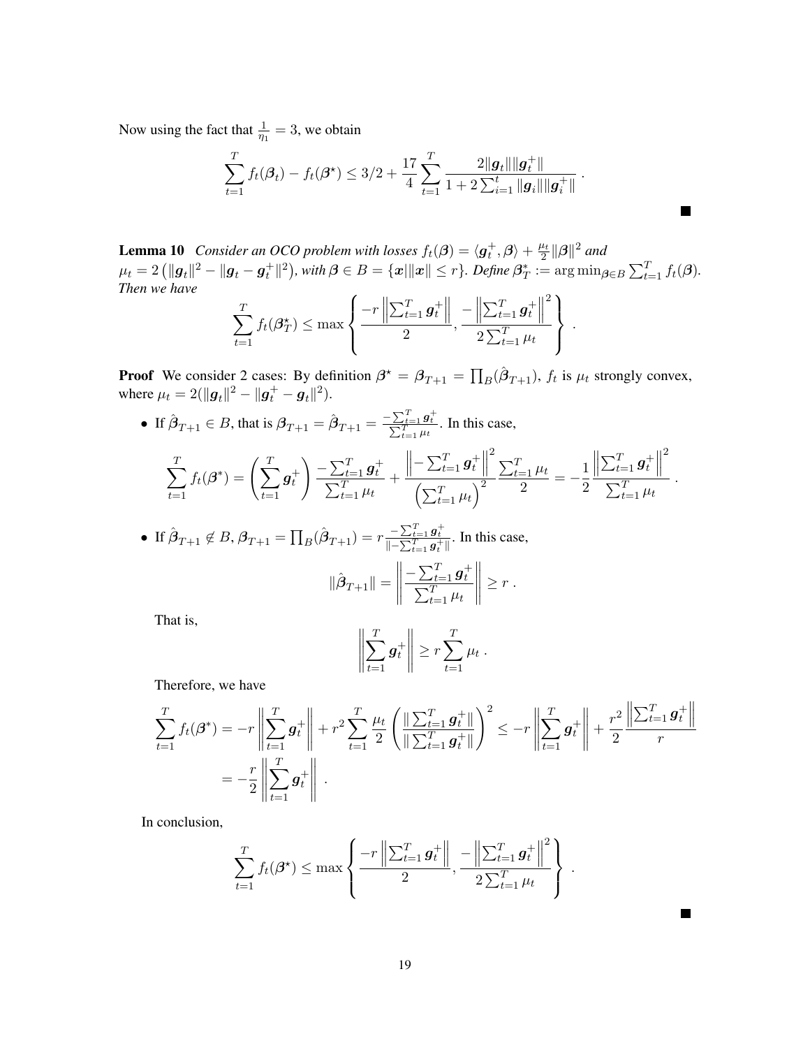Now using the fact that $\frac{1}{\eta_1} = 3$, we obtain

$$\sum_{t=1}^{T} f_t(\boldsymbol{\beta}_t) - f_t(\boldsymbol{\beta}^\star) \le 3/2 + \frac{17}{4} \sum_{t=1}^{T} \frac{2\|\boldsymbol{g}_t\|\|\boldsymbol{g}_t^+\|}{1 + 2\sum_{i=1}^{t} \|\boldsymbol{g}_i\|\|\boldsymbol{g}_i^+\|} \ .$$

■

**Lemma 10** *Consider an OCO problem with losses $f_t(\boldsymbol{\beta}) = \langle \boldsymbol{g}_t^+, \boldsymbol{\beta} \rangle + \frac{\mu_t}{2}\|\boldsymbol{\beta}\|^2$ and $\mu_t = 2\left(\|\boldsymbol{g}_t\|^2 - \|\boldsymbol{g}_t - \boldsymbol{g}_t^+\|^2\right)$, with $\boldsymbol{\beta} \in B = \{\boldsymbol{x} | \|\boldsymbol{x}\| \le r\}$. Define $\boldsymbol{\beta}_T^* := \arg\min_{\boldsymbol{\beta} \in B} \sum_{t=1}^{T} f_t(\boldsymbol{\beta})$. Then we have*

$$\sum_{t=1}^{T} f_t(\boldsymbol{\beta}_T^\star) \le \max\left\{ \frac{-r\left\|\sum_{t=1}^{T} \boldsymbol{g}_t^+\right\|}{2}, \frac{-\left\|\sum_{t=1}^{T} \boldsymbol{g}_t^+\right\|^2}{2\sum_{t=1}^{T} \mu_t} \right\} \ .$$

**Proof** We consider 2 cases: By definition $\boldsymbol{\beta}^\star = \boldsymbol{\beta}_{T+1} = \prod_B(\hat{\boldsymbol{\beta}}_{T+1})$, $f_t$ is $\mu_t$ strongly convex, where $\mu_t = 2(\|\boldsymbol{g}_t\|^2 - \|\boldsymbol{g}_t^+ - \boldsymbol{g}_t\|^2)$.

- If $\hat{\boldsymbol{\beta}}_{T+1} \in B$, that is $\boldsymbol{\beta}_{T+1} = \hat{\boldsymbol{\beta}}_{T+1} = \frac{-\sum_{t=1}^{T} \boldsymbol{g}_t^+}{\sum_{t=1}^{T} \mu_t}$. In this case,

$$\sum_{t=1}^{T} f_t(\boldsymbol{\beta}^*) = \left(\sum_{t=1}^{T} \boldsymbol{g}_t^+\right) \frac{-\sum_{t=1}^{T} \boldsymbol{g}_t^+}{\sum_{t=1}^{T} \mu_t} + \frac{\left\|-\sum_{t=1}^{T} \boldsymbol{g}_t^+\right\|^2}{\left(\sum_{t=1}^{T} \mu_t\right)^2} \frac{\sum_{t=1}^{T} \mu_t}{2} = -\frac{1}{2} \frac{\left\|\sum_{t=1}^{T} \boldsymbol{g}_t^+\right\|^2}{\sum_{t=1}^{T} \mu_t} \ .$$

- If $\hat{\boldsymbol{\beta}}_{T+1} \notin B$, $\boldsymbol{\beta}_{T+1} = \prod_B(\hat{\boldsymbol{\beta}}_{T+1}) = r\frac{-\sum_{t=1}^{T} \boldsymbol{g}_t^+}{\|-\sum_{t=1}^{T} \boldsymbol{g}_t^+\|}$. In this case,

$$\|\hat{\boldsymbol{\beta}}_{T+1}\| = \left\|\frac{-\sum_{t=1}^{T} \boldsymbol{g}_t^+}{\sum_{t=1}^{T} \mu_t}\right\| \ge r \ .$$

  That is,

$$\left\|\sum_{t=1}^{T} \boldsymbol{g}_t^+\right\| \ge r \sum_{t=1}^{T} \mu_t \ .$$

  Therefore, we have

$$\begin{aligned}
\sum_{t=1}^{T} f_t(\boldsymbol{\beta}^*) &= -r\left\|\sum_{t=1}^{T} \boldsymbol{g}_t^+\right\| + r^2 \sum_{t=1}^{T} \frac{\mu_t}{2} \left(\frac{\|\sum_{t=1}^{T} \boldsymbol{g}_t^+\|}{\|\sum_{t=1}^{T} \boldsymbol{g}_t^+\|}\right)^2 \le -r\left\|\sum_{t=1}^{T} \boldsymbol{g}_t^+\right\| + \frac{r^2}{2} \frac{\left\|\sum_{t=1}^{T} \boldsymbol{g}_t^+\right\|}{r} \\
&= -\frac{r}{2}\left\|\sum_{t=1}^{T} \boldsymbol{g}_t^+\right\| \ .
\end{aligned}$$

  In conclusion,

$$\sum_{t=1}^{T} f_t(\boldsymbol{\beta}^\star) \le \max\left\{ \frac{-r\left\|\sum_{t=1}^{T} \boldsymbol{g}_t^+\right\|}{2}, \frac{-\left\|\sum_{t=1}^{T} \boldsymbol{g}_t^+\right\|^2}{2\sum_{t=1}^{T} \mu_t} \right\} \ .$$

■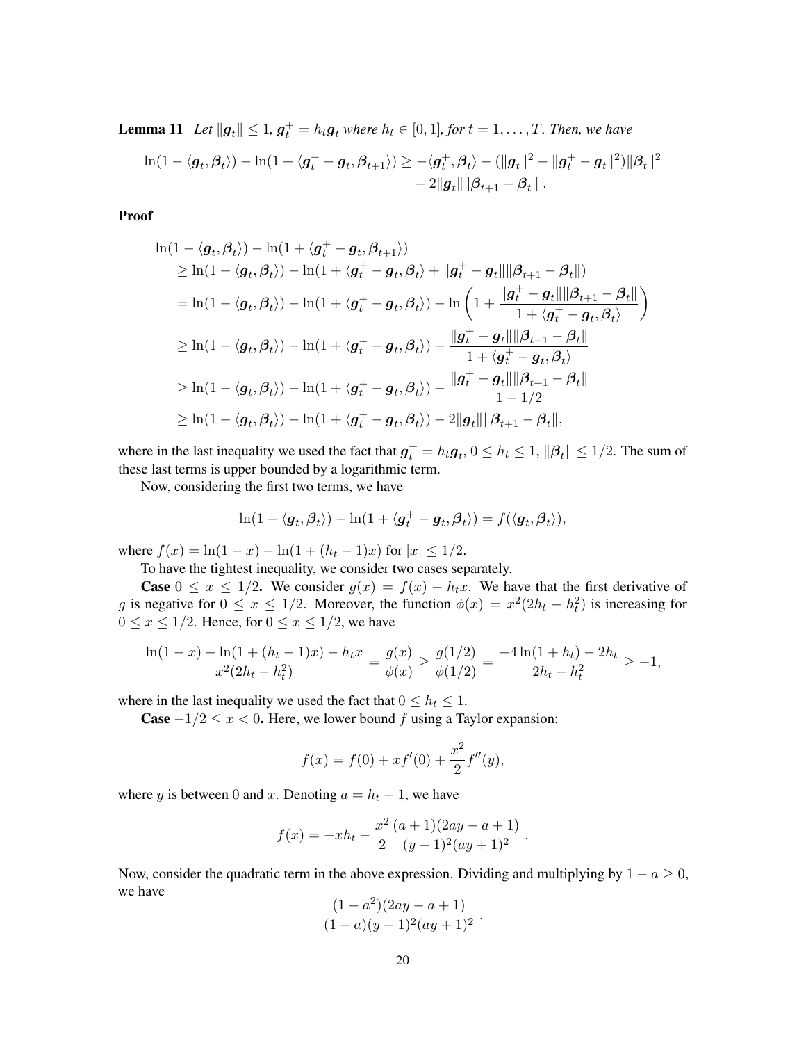**Lemma 11** *Let $\|\boldsymbol{g}_t\| \leq 1$, $\boldsymbol{g}_t^+ = h_t \boldsymbol{g}_t$ where $h_t \in [0, 1]$, for $t = 1, \dots, T$. Then, we have*

$$
\ln(1 - \langle \boldsymbol{g}_t, \boldsymbol{\beta}_t \rangle) - \ln(1 + \langle \boldsymbol{g}_t^+ - \boldsymbol{g}_t, \boldsymbol{\beta}_{t+1} \rangle) \geq -\langle \boldsymbol{g}_t^+, \boldsymbol{\beta}_t \rangle - (\|\boldsymbol{g}_t\|^2 - \|\boldsymbol{g}_t^+ - \boldsymbol{g}_t\|^2)\|\boldsymbol{\beta}_t\|^2 - 2\|\boldsymbol{g}_t\|\|\boldsymbol{\beta}_{t+1} - \boldsymbol{\beta}_t\| .
$$

**Proof**

$$
\begin{aligned}
&\ln(1 - \langle \boldsymbol{g}_t, \boldsymbol{\beta}_t \rangle) - \ln(1 + \langle \boldsymbol{g}_t^+ - \boldsymbol{g}_t, \boldsymbol{\beta}_{t+1} \rangle) \\
&\geq \ln(1 - \langle \boldsymbol{g}_t, \boldsymbol{\beta}_t \rangle) - \ln(1 + \langle \boldsymbol{g}_t^+ - \boldsymbol{g}_t, \boldsymbol{\beta}_t \rangle + \|\boldsymbol{g}_t^+ - \boldsymbol{g}_t\|\|\boldsymbol{\beta}_{t+1} - \boldsymbol{\beta}_t\|) \\
&= \ln(1 - \langle \boldsymbol{g}_t, \boldsymbol{\beta}_t \rangle) - \ln(1 + \langle \boldsymbol{g}_t^+ - \boldsymbol{g}_t, \boldsymbol{\beta}_t \rangle) - \ln\left(1 + \frac{\|\boldsymbol{g}_t^+ - \boldsymbol{g}_t\|\|\boldsymbol{\beta}_{t+1} - \boldsymbol{\beta}_t\|}{1 + \langle \boldsymbol{g}_t^+ - \boldsymbol{g}_t, \boldsymbol{\beta}_t \rangle}\right) \\
&\geq \ln(1 - \langle \boldsymbol{g}_t, \boldsymbol{\beta}_t \rangle) - \ln(1 + \langle \boldsymbol{g}_t^+ - \boldsymbol{g}_t, \boldsymbol{\beta}_t \rangle) - \frac{\|\boldsymbol{g}_t^+ - \boldsymbol{g}_t\|\|\boldsymbol{\beta}_{t+1} - \boldsymbol{\beta}_t\|}{1 + \langle \boldsymbol{g}_t^+ - \boldsymbol{g}_t, \boldsymbol{\beta}_t \rangle} \\
&\geq \ln(1 - \langle \boldsymbol{g}_t, \boldsymbol{\beta}_t \rangle) - \ln(1 + \langle \boldsymbol{g}_t^+ - \boldsymbol{g}_t, \boldsymbol{\beta}_t \rangle) - \frac{\|\boldsymbol{g}_t^+ - \boldsymbol{g}_t\|\|\boldsymbol{\beta}_{t+1} - \boldsymbol{\beta}_t\|}{1 - 1/2} \\
&\geq \ln(1 - \langle \boldsymbol{g}_t, \boldsymbol{\beta}_t \rangle) - \ln(1 + \langle \boldsymbol{g}_t^+ - \boldsymbol{g}_t, \boldsymbol{\beta}_t \rangle) - 2\|\boldsymbol{g}_t\|\|\boldsymbol{\beta}_{t+1} - \boldsymbol{\beta}_t\|,
\end{aligned}
$$

where in the last inequality we used the fact that $\boldsymbol{g}_t^+ = h_t \boldsymbol{g}_t$, $0 \leq h_t \leq 1$, $\|\boldsymbol{\beta}_t\| \leq 1/2$. The sum of these last terms is upper bounded by a logarithmic term.

Now, considering the first two terms, we have

$$
\ln(1 - \langle \boldsymbol{g}_t, \boldsymbol{\beta}_t \rangle) - \ln(1 + \langle \boldsymbol{g}_t^+ - \boldsymbol{g}_t, \boldsymbol{\beta}_t \rangle) = f(\langle \boldsymbol{g}_t, \boldsymbol{\beta}_t \rangle),
$$

where $f(x) = \ln(1 - x) - \ln(1 + (h_t - 1)x)$ for $|x| \leq 1/2$.

To have the tightest inequality, we consider two cases separately.

**Case $0 \leq x \leq 1/2$.** We consider $g(x) = f(x) - h_t x$. We have that the first derivative of $g$ is negative for $0 \leq x \leq 1/2$. Moreover, the function $\phi(x) = x^2(2h_t - h_t^2)$ is increasing for $0 \leq x \leq 1/2$. Hence, for $0 \leq x \leq 1/2$, we have

$$
\frac{\ln(1 - x) - \ln(1 + (h_t - 1)x) - h_t x}{x^2(2h_t - h_t^2)} = \frac{g(x)}{\phi(x)} \geq \frac{g(1/2)}{\phi(1/2)} = \frac{-4\ln(1 + h_t) - 2h_t}{2h_t - h_t^2} \geq -1,
$$

where in the last inequality we used the fact that $0 \leq h_t \leq 1$.

**Case $-1/2 \leq x < 0$.** Here, we lower bound $f$ using a Taylor expansion:

$$
f(x) = f(0) + x f'(0) + \frac{x^2}{2} f''(y),
$$

where $y$ is between 0 and $x$. Denoting $a = h_t - 1$, we have

$$
f(x) = -x h_t - \frac{x^2}{2} \frac{(a + 1)(2ay - a + 1)}{(y - 1)^2(ay + 1)^2} .
$$

Now, consider the quadratic term in the above expression. Dividing and multiplying by $1 - a \geq 0$, we have

$$
\frac{(1 - a^2)(2ay - a + 1)}{(1 - a)(y - 1)^2(ay + 1)^2} .
$$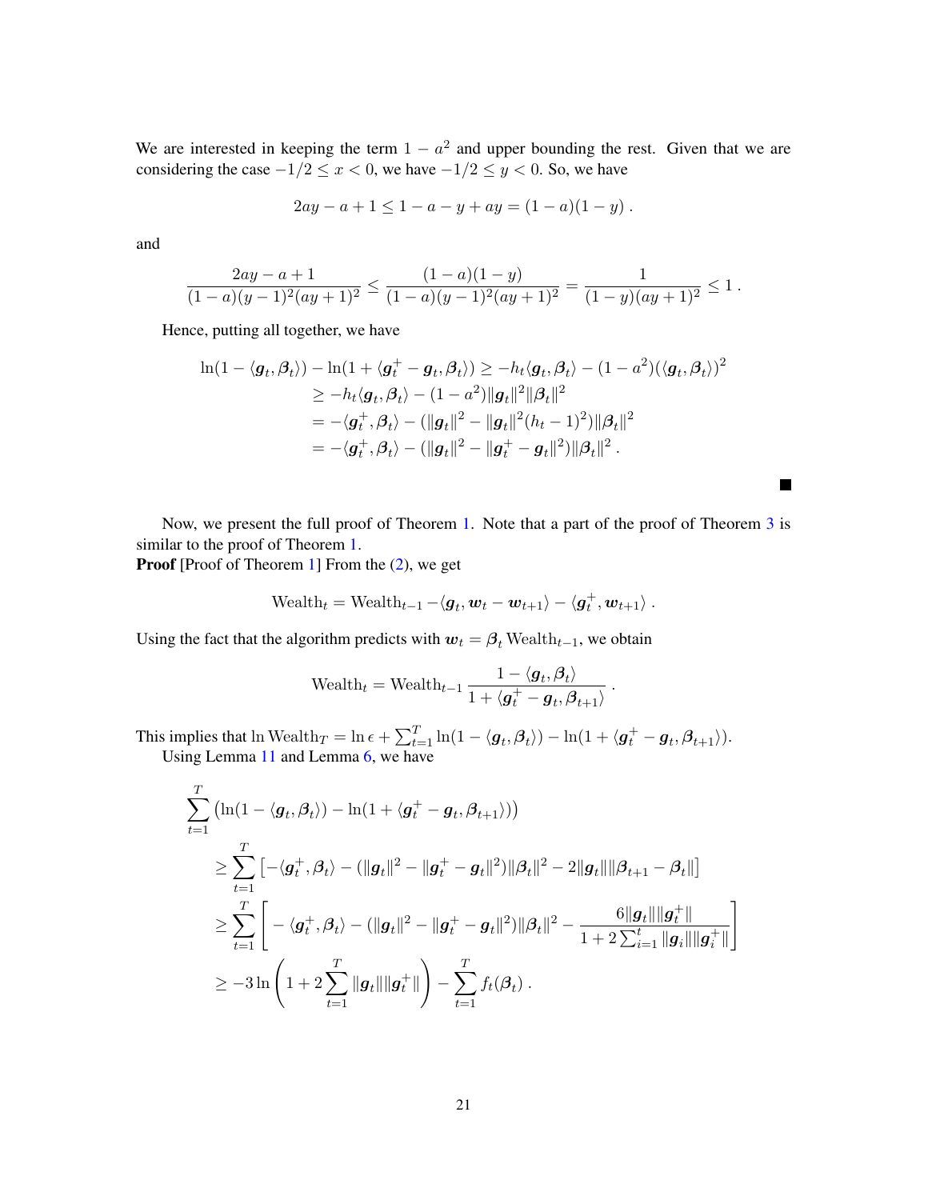We are interested in keeping the term $1 - a^2$ and upper bounding the rest. Given that we are considering the case $-1/2 \leq x < 0$, we have $-1/2 \leq y < 0$. So, we have

$$2ay - a + 1 \leq 1 - a - y + ay = (1-a)(1-y) .$$

and

$$\frac{2ay - a + 1}{(1-a)(y-1)^2(ay+1)^2} \leq \frac{(1-a)(1-y)}{(1-a)(y-1)^2(ay+1)^2} = \frac{1}{(1-y)(ay+1)^2} \leq 1 .$$

Hence, putting all together, we have

$$\begin{aligned}
\ln(1 - \langle \boldsymbol{g}_t, \boldsymbol{\beta}_t \rangle) - \ln(1 + \langle \boldsymbol{g}_t^+ - \boldsymbol{g}_t, \boldsymbol{\beta}_t \rangle) &\geq -h_t \langle \boldsymbol{g}_t, \boldsymbol{\beta}_t \rangle - (1-a^2)(\langle \boldsymbol{g}_t, \boldsymbol{\beta}_t \rangle)^2 \\
&\geq -h_t \langle \boldsymbol{g}_t, \boldsymbol{\beta}_t \rangle - (1-a^2)\|\boldsymbol{g}_t\|^2 \|\boldsymbol{\beta}_t\|^2 \\
&= -\langle \boldsymbol{g}_t^+, \boldsymbol{\beta}_t \rangle - (\|\boldsymbol{g}_t\|^2 - \|\boldsymbol{g}_t\|^2 (h_t - 1)^2)\|\boldsymbol{\beta}_t\|^2 \\
&= -\langle \boldsymbol{g}_t^+, \boldsymbol{\beta}_t \rangle - (\|\boldsymbol{g}_t\|^2 - \|\boldsymbol{g}_t^+ - \boldsymbol{g}_t\|^2)\|\boldsymbol{\beta}_t\|^2 .
\end{aligned}$$

■

Now, we present the full proof of Theorem 1. Note that a part of the proof of Theorem 3 is similar to the proof of Theorem 1.

**Proof** [Proof of Theorem 1] From the (2), we get

$$\text{Wealth}_t = \text{Wealth}_{t-1} - \langle \boldsymbol{g}_t, \boldsymbol{w}_t - \boldsymbol{w}_{t+1} \rangle - \langle \boldsymbol{g}_t^+, \boldsymbol{w}_{t+1} \rangle .$$

Using the fact that the algorithm predicts with $\boldsymbol{w}_t = \boldsymbol{\beta}_t \, \text{Wealth}_{t-1}$, we obtain

$$\text{Wealth}_t = \text{Wealth}_{t-1} \frac{1 - \langle \boldsymbol{g}_t, \boldsymbol{\beta}_t \rangle}{1 + \langle \boldsymbol{g}_t^+ - \boldsymbol{g}_t, \boldsymbol{\beta}_{t+1} \rangle} .$$

This implies that $\ln \text{Wealth}_T = \ln \epsilon + \sum_{t=1}^T \ln(1 - \langle \boldsymbol{g}_t, \boldsymbol{\beta}_t \rangle) - \ln(1 + \langle \boldsymbol{g}_t^+ - \boldsymbol{g}_t, \boldsymbol{\beta}_{t+1} \rangle)$.

Using Lemma 11 and Lemma 6, we have

$$\begin{aligned}
&\sum_{t=1}^T \left( \ln(1 - \langle \boldsymbol{g}_t, \boldsymbol{\beta}_t \rangle) - \ln(1 + \langle \boldsymbol{g}_t^+ - \boldsymbol{g}_t, \boldsymbol{\beta}_{t+1} \rangle) \right) \\
&\quad \geq \sum_{t=1}^T \left[ -\langle \boldsymbol{g}_t^+, \boldsymbol{\beta}_t \rangle - (\|\boldsymbol{g}_t\|^2 - \|\boldsymbol{g}_t^+ - \boldsymbol{g}_t\|^2)\|\boldsymbol{\beta}_t\|^2 - 2\|\boldsymbol{g}_t\|\|\boldsymbol{\beta}_{t+1} - \boldsymbol{\beta}_t\| \right] \\
&\quad \geq \sum_{t=1}^T \left[ -\langle \boldsymbol{g}_t^+, \boldsymbol{\beta}_t \rangle - (\|\boldsymbol{g}_t\|^2 - \|\boldsymbol{g}_t^+ - \boldsymbol{g}_t\|^2)\|\boldsymbol{\beta}_t\|^2 - \frac{6\|\boldsymbol{g}_t\|\|\boldsymbol{g}_t^+\|}{1 + 2\sum_{i=1}^t \|\boldsymbol{g}_i\|\|\boldsymbol{g}_i^+\|} \right] \\
&\quad \geq -3 \ln \left( 1 + 2 \sum_{t=1}^T \|\boldsymbol{g}_t\|\|\boldsymbol{g}_t^+\| \right) - \sum_{t=1}^T f_t(\boldsymbol{\beta}_t) .
\end{aligned}$$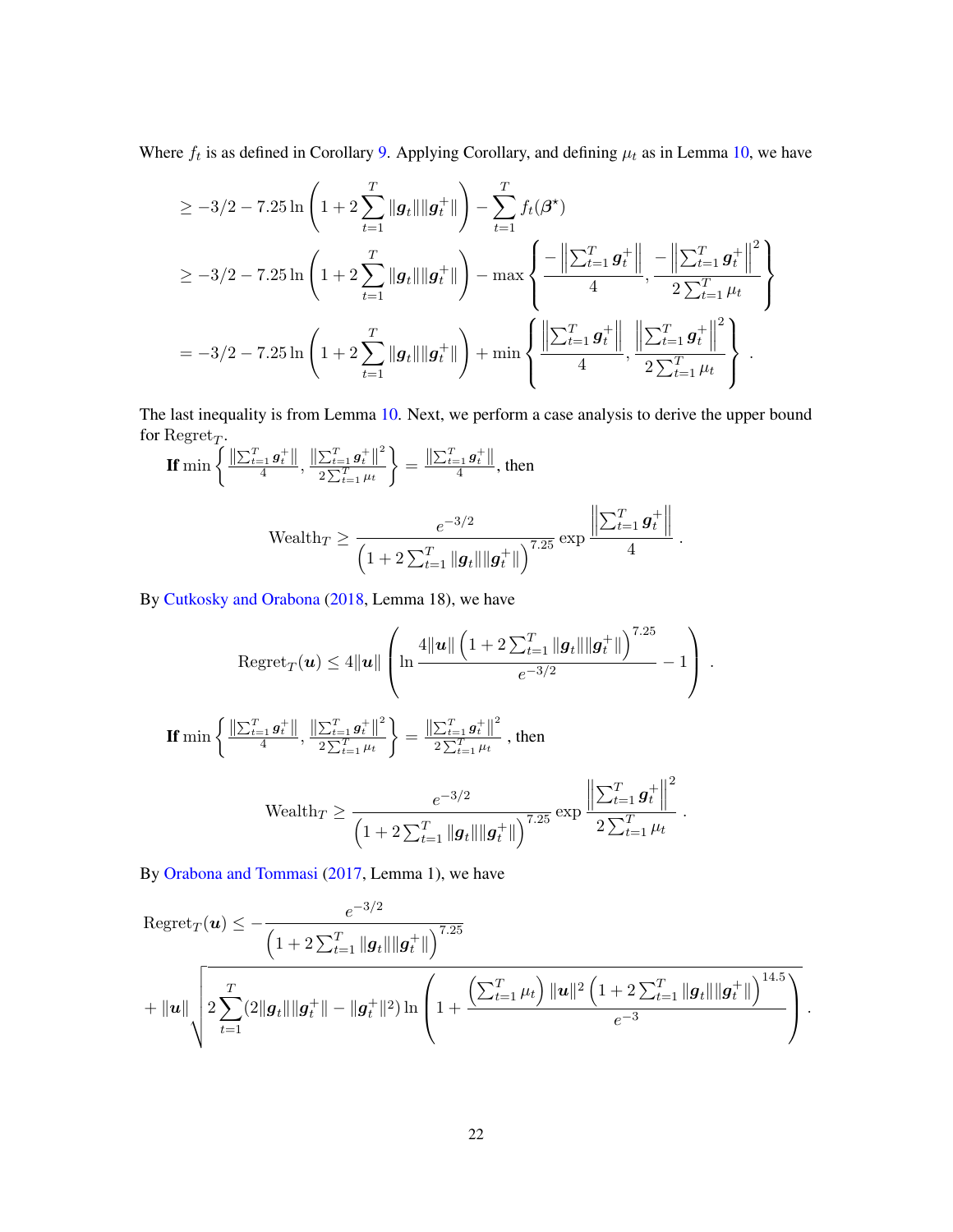Where $f_t$ is as defined in Corollary 9. Applying Corollary, and defining $\mu_t$ as in Lemma 10, we have

$$
\begin{aligned}
&\geq -3/2 - 7.25 \ln\left(1 + 2\sum_{t=1}^{T} \|\boldsymbol{g}_t\|\|\boldsymbol{g}_t^+\|\right) - \sum_{t=1}^{T} f_t(\boldsymbol{\beta}^\star) \\
&\geq -3/2 - 7.25 \ln\left(1 + 2\sum_{t=1}^{T} \|\boldsymbol{g}_t\|\|\boldsymbol{g}_t^+\|\right) - \max\left\{\frac{-\left\|\sum_{t=1}^{T} \boldsymbol{g}_t^+\right\|}{4}, \frac{-\left\|\sum_{t=1}^{T} \boldsymbol{g}_t^+\right\|^2}{2\sum_{t=1}^{T}\mu_t}\right\} \\
&= -3/2 - 7.25 \ln\left(1 + 2\sum_{t=1}^{T} \|\boldsymbol{g}_t\|\|\boldsymbol{g}_t^+\|\right) + \min\left\{\frac{\left\|\sum_{t=1}^{T} \boldsymbol{g}_t^+\right\|}{4}, \frac{\left\|\sum_{t=1}^{T} \boldsymbol{g}_t^+\right\|^2}{2\sum_{t=1}^{T}\mu_t}\right\} .
\end{aligned}
$$

The last inequality is from Lemma 10. Next, we perform a case analysis to derive the upper bound for $\text{Regret}_T$.

**If** $\min\left\{\frac{\|\sum_{t=1}^{T} \boldsymbol{g}_t^+\|}{4}, \frac{\|\sum_{t=1}^{T} \boldsymbol{g}_t^+\|^2}{2\sum_{t=1}^{T}\mu_t}\right\} = \frac{\|\sum_{t=1}^{T} \boldsymbol{g}_t^+\|}{4}$, then

$$
\text{Wealth}_T \geq \frac{e^{-3/2}}{\left(1 + 2\sum_{t=1}^{T} \|\boldsymbol{g}_t\|\|\boldsymbol{g}_t^+\|\right)^{7.25}} \exp \frac{\left\|\sum_{t=1}^{T} \boldsymbol{g}_t^+\right\|}{4} .
$$

By Cutkosky and Orabona (2018, Lemma 18), we have

$$
\text{Regret}_T(\boldsymbol{u}) \leq 4\|\boldsymbol{u}\| \left(\ln \frac{4\|\boldsymbol{u}\| \left(1 + 2\sum_{t=1}^{T} \|\boldsymbol{g}_t\|\|\boldsymbol{g}_t^+\|\right)^{7.25}}{e^{-3/2}} - 1\right) .
$$

**If** $\min\left\{\frac{\|\sum_{t=1}^{T} \boldsymbol{g}_t^+\|}{4}, \frac{\|\sum_{t=1}^{T} \boldsymbol{g}_t^+\|^2}{2\sum_{t=1}^{T}\mu_t}\right\} = \frac{\|\sum_{t=1}^{T} \boldsymbol{g}_t^+\|^2}{2\sum_{t=1}^{T}\mu_t}$ , then

$$
\text{Wealth}_T \geq \frac{e^{-3/2}}{\left(1 + 2\sum_{t=1}^{T} \|\boldsymbol{g}_t\|\|\boldsymbol{g}_t^+\|\right)^{7.25}} \exp \frac{\left\|\sum_{t=1}^{T} \boldsymbol{g}_t^+\right\|^2}{2\sum_{t=1}^{T}\mu_t} .
$$

By Orabona and Tommasi (2017, Lemma 1), we have

$$
\begin{aligned}
\text{Regret}_T(\boldsymbol{u}) \leq& -\frac{e^{-3/2}}{\left(1 + 2\sum_{t=1}^{T} \|\boldsymbol{g}_t\|\|\boldsymbol{g}_t^+\|\right)^{7.25}} \\
&+ \|\boldsymbol{u}\| \sqrt{2\sum_{t=1}^{T}(2\|\boldsymbol{g}_t\|\|\boldsymbol{g}_t^+\| - \|\boldsymbol{g}_t^+\|^2) \ln\left(1 + \frac{\left(\sum_{t=1}^{T}\mu_t\right)\|\boldsymbol{u}\|^2 \left(1 + 2\sum_{t=1}^{T} \|\boldsymbol{g}_t\|\|\boldsymbol{g}_t^+\|\right)^{14.5}}{e^{-3}}\right)} .
\end{aligned}
$$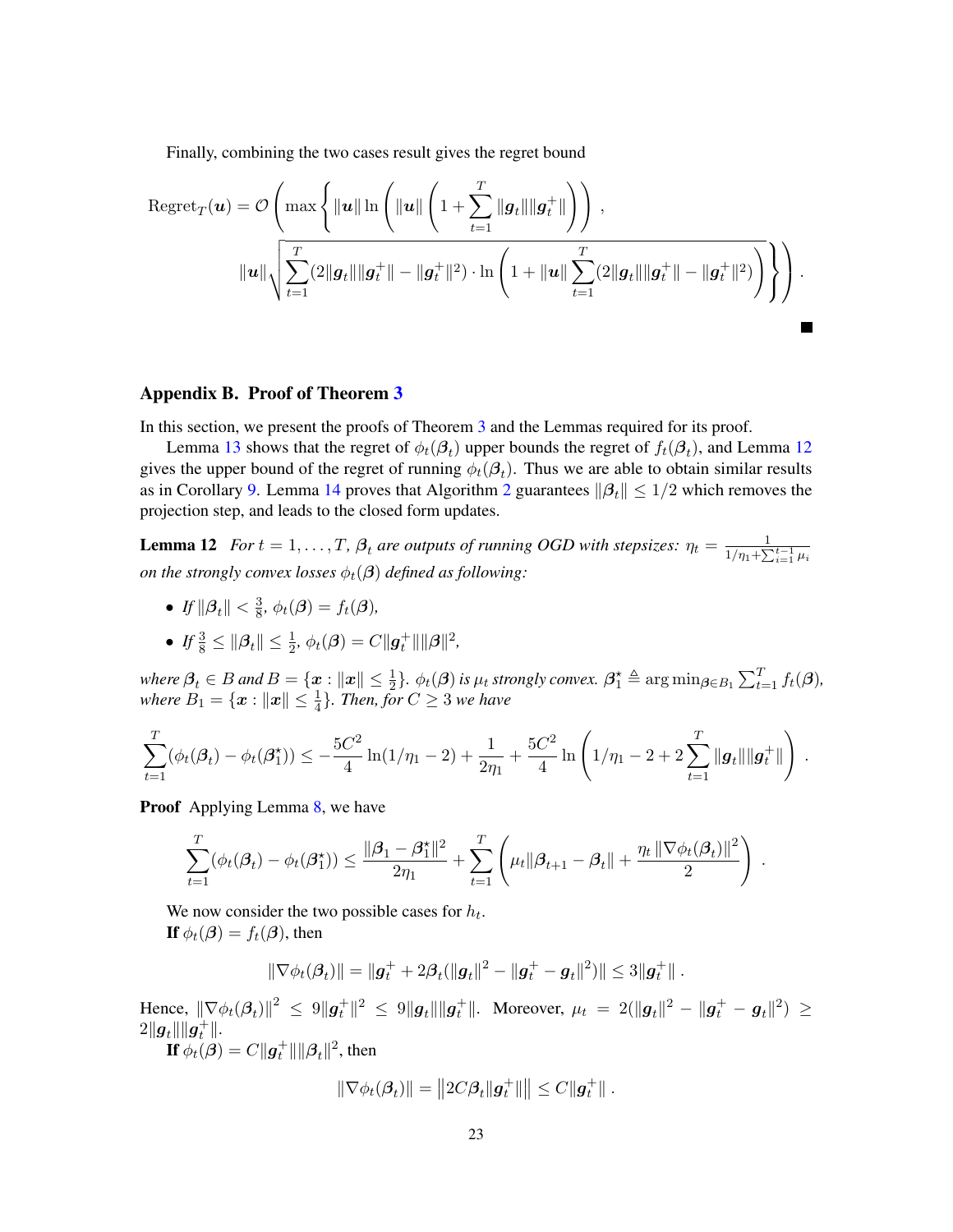Finally, combining the two cases result gives the regret bound

$$
\text{Regret}_T(\boldsymbol{u}) = \mathcal{O}\left( \max\left\{ \|\boldsymbol{u}\| \ln\left( \|\boldsymbol{u}\| \left( 1 + \sum_{t=1}^{T} \|\boldsymbol{g}_t\| \|\boldsymbol{g}_t^+\| \right) \right), \right.\right.
$$

$$
\left.\left. \|\boldsymbol{u}\| \sqrt{ \sum_{t=1}^{T} (2\|\boldsymbol{g}_t\|\|\boldsymbol{g}_t^+\| - \|\boldsymbol{g}_t^+\|^2) \cdot \ln\left( 1 + \|\boldsymbol{u}\| \sum_{t=1}^{T} (2\|\boldsymbol{g}_t\|\|\boldsymbol{g}_t^+\| - \|\boldsymbol{g}_t^+\|^2) \right) } \right\} \right) .
$$

■

## Appendix B. Proof of Theorem 3

In this section, we present the proofs of Theorem 3 and the Lemmas required for its proof.

Lemma 13 shows that the regret of $\phi_t(\boldsymbol{\beta}_t)$ upper bounds the regret of $f_t(\boldsymbol{\beta}_t)$, and Lemma 12 gives the upper bound of the regret of running $\phi_t(\boldsymbol{\beta}_t)$. Thus we are able to obtain similar results as in Corollary 9. Lemma 14 proves that Algorithm 2 guarantees $\|\boldsymbol{\beta}_t\| \leq 1/2$ which removes the projection step, and leads to the closed form updates.

**Lemma 12** *For $t = 1, \dots, T$, $\boldsymbol{\beta}_t$ are outputs of running OGD with stepsizes: $\eta_t = \frac{1}{1/\eta_1 + \sum_{i=1}^{t-1} \mu_i}$ on the strongly convex losses $\phi_t(\boldsymbol{\beta})$ defined as following:*

- *If $\|\boldsymbol{\beta}_t\| < \frac{3}{8}$, $\phi_t(\boldsymbol{\beta}) = f_t(\boldsymbol{\beta})$,*
- *If $\frac{3}{8} \leq \|\boldsymbol{\beta}_t\| \leq \frac{1}{2}$, $\phi_t(\boldsymbol{\beta}) = C\|\boldsymbol{g}_t^+\|\|\boldsymbol{\beta}\|^2$,*

*where $\boldsymbol{\beta}_t \in B$ and $B = \{\boldsymbol{x} : \|\boldsymbol{x}\| \leq \frac{1}{2}\}$. $\phi_t(\boldsymbol{\beta})$ is $\mu_t$ strongly convex. $\boldsymbol{\beta}_1^\star \triangleq \arg\min_{\boldsymbol{\beta} \in B_1} \sum_{t=1}^{T} f_t(\boldsymbol{\beta})$, where $B_1 = \{\boldsymbol{x} : \|\boldsymbol{x}\| \leq \frac{1}{4}\}$. Then, for $C \geq 3$ we have*

$$
\sum_{t=1}^{T} (\phi_t(\boldsymbol{\beta}_t) - \phi_t(\boldsymbol{\beta}_1^\star)) \leq -\frac{5C^2}{4} \ln(1/\eta_1 - 2) + \frac{1}{2\eta_1} + \frac{5C^2}{4} \ln\left( 1/\eta_1 - 2 + 2\sum_{t=1}^{T} \|\boldsymbol{g}_t\|\|\boldsymbol{g}_t^+\| \right) .
$$

**Proof** Applying Lemma 8, we have

$$
\sum_{t=1}^{T} (\phi_t(\boldsymbol{\beta}_t) - \phi_t(\boldsymbol{\beta}_1^\star)) \leq \frac{\|\boldsymbol{\beta}_1 - \boldsymbol{\beta}_1^\star\|^2}{2\eta_1} + \sum_{t=1}^{T} \left( \mu_t \|\boldsymbol{\beta}_{t+1} - \boldsymbol{\beta}_t\| + \frac{\eta_t \|\nabla \phi_t(\boldsymbol{\beta}_t)\|^2}{2} \right) .
$$

We now consider the two possible cases for $h_t$.

**If** $\phi_t(\boldsymbol{\beta}) = f_t(\boldsymbol{\beta})$, then

$$
\|\nabla \phi_t(\boldsymbol{\beta}_t)\| = \|\boldsymbol{g}_t^+ + 2\boldsymbol{\beta}_t(\|\boldsymbol{g}_t\|^2 - \|\boldsymbol{g}_t^+ - \boldsymbol{g}_t\|^2)\| \leq 3\|\boldsymbol{g}_t^+\| .
$$

Hence, $\|\nabla \phi_t(\boldsymbol{\beta}_t)\|^2 \leq 9\|\boldsymbol{g}_t^+\|^2 \leq 9\|\boldsymbol{g}_t\|\|\boldsymbol{g}_t^+\|$. Moreover, $\mu_t = 2(\|\boldsymbol{g}_t\|^2 - \|\boldsymbol{g}_t^+ - \boldsymbol{g}_t\|^2) \geq 2\|\boldsymbol{g}_t\|\|\boldsymbol{g}_t^+\|$.

**If** $\phi_t(\boldsymbol{\beta}) = C\|\boldsymbol{g}_t^+\|\|\boldsymbol{\beta}_t\|^2$, then

$$
\|\nabla \phi_t(\boldsymbol{\beta}_t)\| = \left\| 2C\boldsymbol{\beta}_t \|\boldsymbol{g}_t^+\| \right\| \leq C\|\boldsymbol{g}_t^+\| .
$$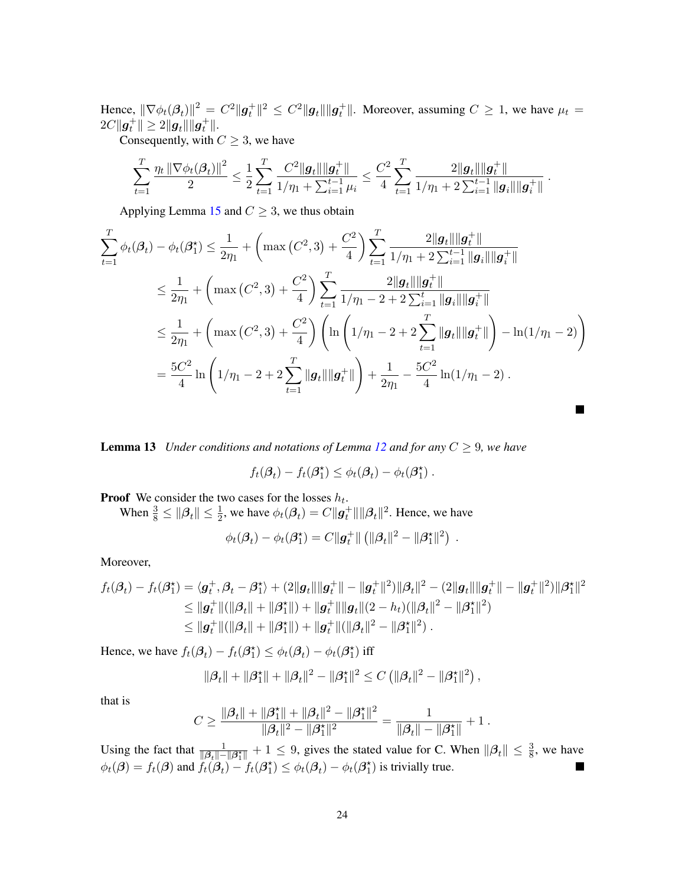Hence, $\|\nabla\phi_t(\boldsymbol{\beta}_t)\|^2 = C^2\|\boldsymbol{g}_t^+\|^2 \leq C^2\|\boldsymbol{g}_t\|\|\boldsymbol{g}_t^+\|$. Moreover, assuming $C \geq 1$, we have $\mu_t = 2C\|\boldsymbol{g}_t^+\| \geq 2\|\boldsymbol{g}_t\|\|\boldsymbol{g}_t^+\|$.

Consequently, with $C \geq 3$, we have

$$\sum_{t=1}^{T} \frac{\eta_t \|\nabla\phi_t(\boldsymbol{\beta}_t)\|^2}{2} \leq \frac{1}{2}\sum_{t=1}^{T} \frac{C^2\|\boldsymbol{g}_t\|\|\boldsymbol{g}_t^+\|}{1/\eta_1 + \sum_{i=1}^{t-1}\mu_i} \leq \frac{C^2}{4}\sum_{t=1}^{T} \frac{2\|\boldsymbol{g}_t\|\|\boldsymbol{g}_t^+\|}{1/\eta_1 + 2\sum_{i=1}^{t-1}\|\boldsymbol{g}_i\|\|\boldsymbol{g}_i^+\|} .$$

Applying Lemma 15 and $C \geq 3$, we thus obtain

$$\begin{aligned}
\sum_{t=1}^{T} \phi_t(\boldsymbol{\beta}_t) - \phi_t(\boldsymbol{\beta}_1^\star) &\leq \frac{1}{2\eta_1} + \left(\max\left(C^2, 3\right) + \frac{C^2}{4}\right)\sum_{t=1}^{T} \frac{2\|\boldsymbol{g}_t\|\|\boldsymbol{g}_t^+\|}{1/\eta_1 + 2\sum_{i=1}^{t-1}\|\boldsymbol{g}_i\|\|\boldsymbol{g}_i^+\|} \\
&\leq \frac{1}{2\eta_1} + \left(\max\left(C^2, 3\right) + \frac{C^2}{4}\right)\sum_{t=1}^{T} \frac{2\|\boldsymbol{g}_t\|\|\boldsymbol{g}_t^+\|}{1/\eta_1 - 2 + 2\sum_{i=1}^{t}\|\boldsymbol{g}_i\|\|\boldsymbol{g}_i^+\|} \\
&\leq \frac{1}{2\eta_1} + \left(\max\left(C^2, 3\right) + \frac{C^2}{4}\right)\left(\ln\left(1/\eta_1 - 2 + 2\sum_{t=1}^{T}\|\boldsymbol{g}_t\|\|\boldsymbol{g}_t^+\|\right) - \ln(1/\eta_1 - 2)\right) \\
&= \frac{5C^2}{4}\ln\left(1/\eta_1 - 2 + 2\sum_{t=1}^{T}\|\boldsymbol{g}_t\|\|\boldsymbol{g}_t^+\|\right) + \frac{1}{2\eta_1} - \frac{5C^2}{4}\ln(1/\eta_1 - 2) .
\end{aligned}$$

■

**Lemma 13** *Under conditions and notations of Lemma 12 and for any $C \geq 9$, we have*

$$f_t(\boldsymbol{\beta}_t) - f_t(\boldsymbol{\beta}_1^\star) \leq \phi_t(\boldsymbol{\beta}_t) - \phi_t(\boldsymbol{\beta}_1^\star) .$$

**Proof** We consider the two cases for the losses $h_t$.

When $\frac{3}{8} \leq \|\boldsymbol{\beta}_t\| \leq \frac{1}{2}$, we have $\phi_t(\boldsymbol{\beta}_t) = C\|\boldsymbol{g}_t^+\|\|\boldsymbol{\beta}_t\|^2$. Hence, we have

$$\phi_t(\boldsymbol{\beta}_t) - \phi_t(\boldsymbol{\beta}_1^\star) = C\|\boldsymbol{g}_t^+\|\left(\|\boldsymbol{\beta}_t\|^2 - \|\boldsymbol{\beta}_1^\star\|^2\right) .$$

Moreover,

$$\begin{aligned}
f_t(\boldsymbol{\beta}_t) - f_t(\boldsymbol{\beta}_1^\star) &= \langle \boldsymbol{g}_t^+, \boldsymbol{\beta}_t - \boldsymbol{\beta}_1^\star\rangle + (2\|\boldsymbol{g}_t\|\|\boldsymbol{g}_t^+\| - \|\boldsymbol{g}_t^+\|^2)\|\boldsymbol{\beta}_t\|^2 - (2\|\boldsymbol{g}_t\|\|\boldsymbol{g}_t^+\| - \|\boldsymbol{g}_t^+\|^2)\|\boldsymbol{\beta}_1^\star\|^2 \\
&\leq \|\boldsymbol{g}_t^+\|(\|\boldsymbol{\beta}_t\| + \|\boldsymbol{\beta}_1^\star\|) + \|\boldsymbol{g}_t^+\|\|\boldsymbol{g}_t\|(2 - h_t)(\|\boldsymbol{\beta}_t\|^2 - \|\boldsymbol{\beta}_1^\star\|^2) \\
&\leq \|\boldsymbol{g}_t^+\|(\|\boldsymbol{\beta}_t\| + \|\boldsymbol{\beta}_1^\star\|) + \|\boldsymbol{g}_t^+\|(\|\boldsymbol{\beta}_t\|^2 - \|\boldsymbol{\beta}_1^\star\|^2) .
\end{aligned}$$

Hence, we have $f_t(\boldsymbol{\beta}_t) - f_t(\boldsymbol{\beta}_1^\star) \leq \phi_t(\boldsymbol{\beta}_t) - \phi_t(\boldsymbol{\beta}_1^\star)$ iff

$$\|\boldsymbol{\beta}_t\| + \|\boldsymbol{\beta}_1^\star\| + \|\boldsymbol{\beta}_t\|^2 - \|\boldsymbol{\beta}_1^\star\|^2 \leq C\left(\|\boldsymbol{\beta}_t\|^2 - \|\boldsymbol{\beta}_1^\star\|^2\right),$$

that is

$$C \geq \frac{\|\boldsymbol{\beta}_t\| + \|\boldsymbol{\beta}_1^\star\| + \|\boldsymbol{\beta}_t\|^2 - \|\boldsymbol{\beta}_1^\star\|^2}{\|\boldsymbol{\beta}_t\|^2 - \|\boldsymbol{\beta}_1^\star\|^2} = \frac{1}{\|\boldsymbol{\beta}_t\| - \|\boldsymbol{\beta}_1^\star\|} + 1 .$$

Using the fact that $\frac{1}{\|\boldsymbol{\beta}_t\| - \|\boldsymbol{\beta}_1^\star\|} + 1 \leq 9$, gives the stated value for C. When $\|\boldsymbol{\beta}_t\| \leq \frac{3}{8}$, we have $\phi_t(\boldsymbol{\beta}) = f_t(\boldsymbol{\beta})$ and $f_t(\boldsymbol{\beta}_t) - f_t(\boldsymbol{\beta}_1^\star) \leq \phi_t(\boldsymbol{\beta}_t) - \phi_t(\boldsymbol{\beta}_1^\star)$ is trivially true. ■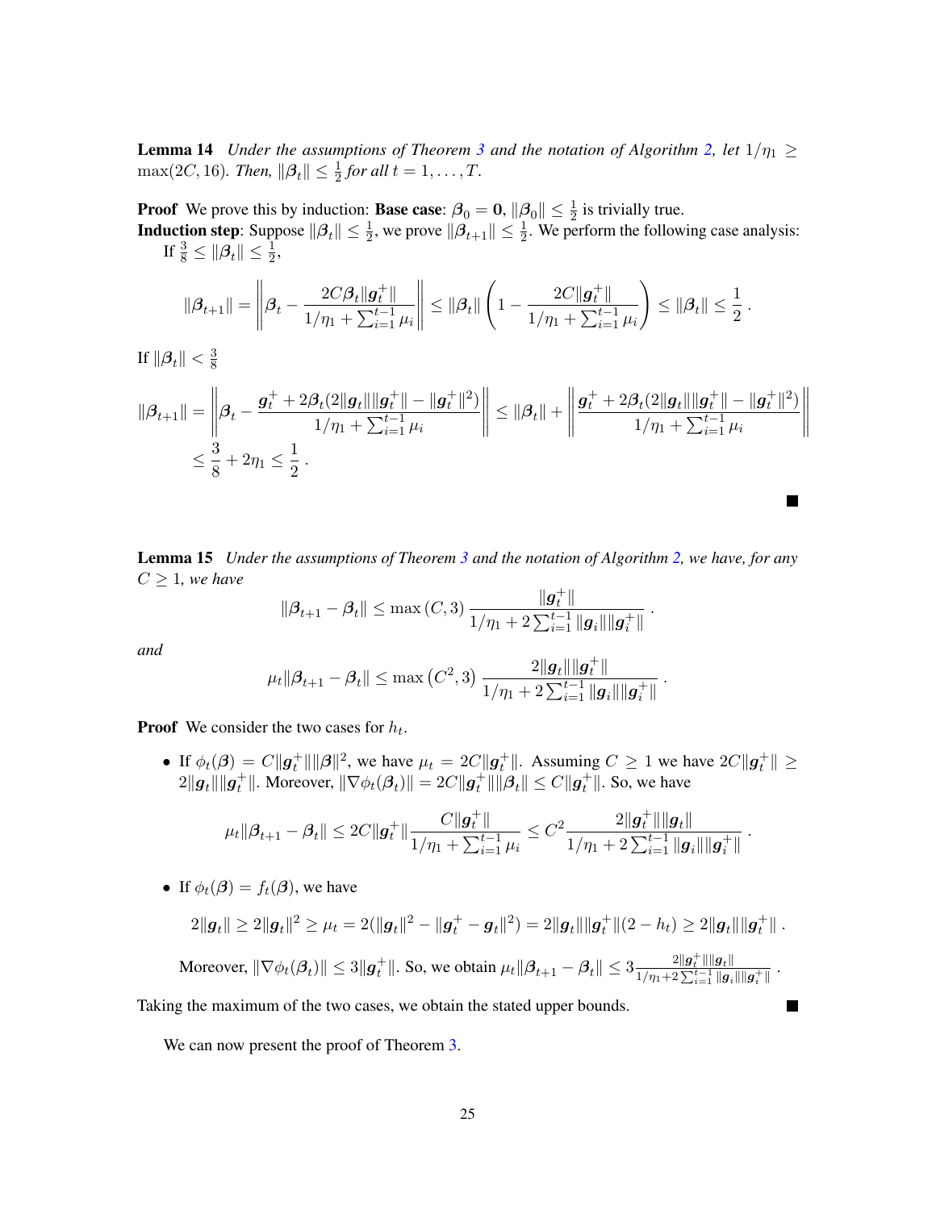**Lemma 14** *Under the assumptions of Theorem 3 and the notation of Algorithm 2, let $1/\eta_1 \geq \max(2C, 16)$. Then, $\|\boldsymbol{\beta}_t\| \leq \frac{1}{2}$ for all $t = 1, \dots, T$.*

**Proof** We prove this by induction: **Base case**: $\boldsymbol{\beta}_0 = \mathbf{0}$, $\|\boldsymbol{\beta}_0\| \leq \frac{1}{2}$ is trivially true.
**Induction step**: Suppose $\|\boldsymbol{\beta}_t\| \leq \frac{1}{2}$, we prove $\|\boldsymbol{\beta}_{t+1}\| \leq \frac{1}{2}$. We perform the following case analysis:
If $\frac{3}{8} \leq \|\boldsymbol{\beta}_t\| \leq \frac{1}{2}$,

$$
\|\boldsymbol{\beta}_{t+1}\| = \left\| \boldsymbol{\beta}_t - \frac{2C\boldsymbol{\beta}_t \|\boldsymbol{g}_t^+\|}{1/\eta_1 + \sum_{i=1}^{t-1} \mu_i} \right\| \leq \|\boldsymbol{\beta}_t\| \left( 1 - \frac{2C\|\boldsymbol{g}_t^+\|}{1/\eta_1 + \sum_{i=1}^{t-1} \mu_i} \right) \leq \|\boldsymbol{\beta}_t\| \leq \frac{1}{2} \,.
$$

If $\|\boldsymbol{\beta}_t\| < \frac{3}{8}$

$$
\begin{aligned}
\|\boldsymbol{\beta}_{t+1}\| &= \left\| \boldsymbol{\beta}_t - \frac{\boldsymbol{g}_t^+ + 2\boldsymbol{\beta}_t(2\|\boldsymbol{g}_t\|\|\boldsymbol{g}_t^+\| - \|\boldsymbol{g}_t^+\|^2)}{1/\eta_1 + \sum_{i=1}^{t-1} \mu_i} \right\| \leq \|\boldsymbol{\beta}_t\| + \left\| \frac{\boldsymbol{g}_t^+ + 2\boldsymbol{\beta}_t(2\|\boldsymbol{g}_t\|\|\boldsymbol{g}_t^+\| - \|\boldsymbol{g}_t^+\|^2)}{1/\eta_1 + \sum_{i=1}^{t-1} \mu_i} \right\| \\
&\leq \frac{3}{8} + 2\eta_1 \leq \frac{1}{2} \,.
\end{aligned}
$$

■

**Lemma 15** *Under the assumptions of Theorem 3 and the notation of Algorithm 2, we have, for any $C \geq 1$, we have*

$$
\|\boldsymbol{\beta}_{t+1} - \boldsymbol{\beta}_t\| \leq \max(C, 3) \frac{\|\boldsymbol{g}_t^+\|}{1/\eta_1 + 2\sum_{i=1}^{t-1} \|\boldsymbol{g}_i\|\|\boldsymbol{g}_i^+\|} \,.
$$

*and*

$$
\mu_t \|\boldsymbol{\beta}_{t+1} - \boldsymbol{\beta}_t\| \leq \max(C^2, 3) \frac{2\|\boldsymbol{g}_t\|\|\boldsymbol{g}_t^+\|}{1/\eta_1 + 2\sum_{i=1}^{t-1} \|\boldsymbol{g}_i\|\|\boldsymbol{g}_i^+\|} \,.
$$

**Proof** We consider the two cases for $h_t$.

- If $\phi_t(\boldsymbol{\beta}) = C\|\boldsymbol{g}_t^+\|\|\boldsymbol{\beta}\|^2$, we have $\mu_t = 2C\|\boldsymbol{g}_t^+\|$. Assuming $C \geq 1$ we have $2C\|\boldsymbol{g}_t^+\| \geq 2\|\boldsymbol{g}_t\|\|\boldsymbol{g}_t^+\|$. Moreover, $\|\nabla\phi_t(\boldsymbol{\beta}_t)\| = 2C\|\boldsymbol{g}_t^+\|\|\boldsymbol{\beta}_t\| \leq C\|\boldsymbol{g}_t^+\|$. So, we have

$$
\mu_t \|\boldsymbol{\beta}_{t+1} - \boldsymbol{\beta}_t\| \leq 2C\|\boldsymbol{g}_t^+\| \frac{C\|\boldsymbol{g}_t^+\|}{1/\eta_1 + \sum_{i=1}^{t-1} \mu_i} \leq C^2 \frac{2\|\boldsymbol{g}_t^+\|\|\boldsymbol{g}_t\|}{1/\eta_1 + 2\sum_{i=1}^{t-1} \|\boldsymbol{g}_i\|\|\boldsymbol{g}_i^+\|} \,.
$$

- If $\phi_t(\boldsymbol{\beta}) = f_t(\boldsymbol{\beta})$, we have

$$
2\|\boldsymbol{g}_t\| \geq 2\|\boldsymbol{g}_t\|^2 \geq \mu_t = 2(\|\boldsymbol{g}_t\|^2 - \|\boldsymbol{g}_t^+ - \boldsymbol{g}_t\|^2) = 2\|\boldsymbol{g}_t\|\|\boldsymbol{g}_t^+\|(2 - h_t) \geq 2\|\boldsymbol{g}_t\|\|\boldsymbol{g}_t^+\| \,.
$$

Moreover, $\|\nabla\phi_t(\boldsymbol{\beta}_t)\| \leq 3\|\boldsymbol{g}_t^+\|$. So, we obtain $\mu_t \|\boldsymbol{\beta}_{t+1} - \boldsymbol{\beta}_t\| \leq 3 \frac{2\|\boldsymbol{g}_t^+\|\|\boldsymbol{g}_t\|}{1/\eta_1 + 2\sum_{i=1}^{t-1} \|\boldsymbol{g}_i\|\|\boldsymbol{g}_i^+\|}$ .

Taking the maximum of the two cases, we obtain the stated upper bounds. ■

We can now present the proof of Theorem 3.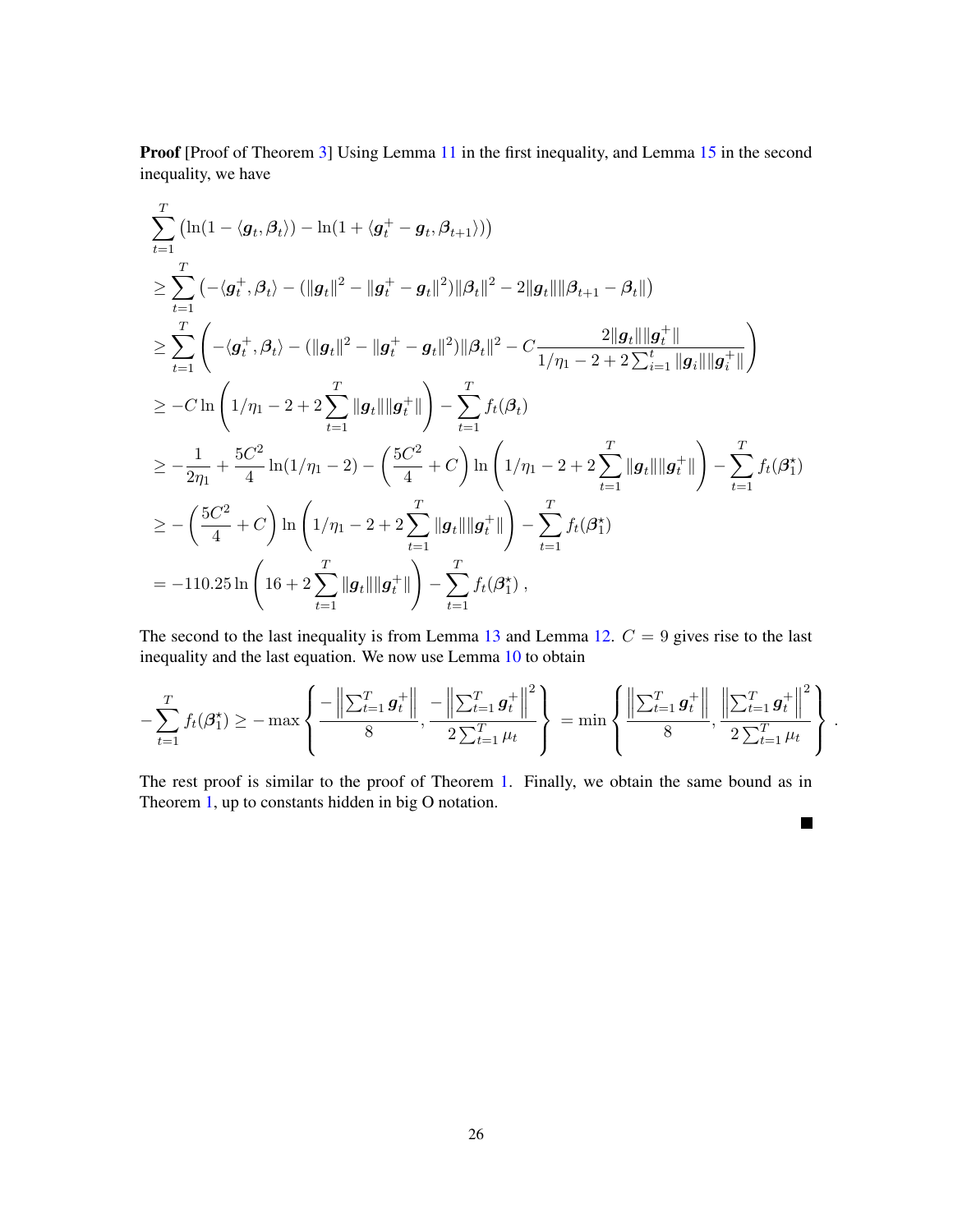**Proof** [Proof of Theorem 3] Using Lemma 11 in the first inequality, and Lemma 15 in the second inequality, we have

$$
\begin{aligned}
&\sum_{t=1}^{T} \left( \ln(1 - \langle \boldsymbol{g}_t, \boldsymbol{\beta}_t \rangle) - \ln(1 + \langle \boldsymbol{g}_t^+ - \boldsymbol{g}_t, \boldsymbol{\beta}_{t+1} \rangle) \right) \\
&\geq \sum_{t=1}^{T} \left( -\langle \boldsymbol{g}_t^+, \boldsymbol{\beta}_t \rangle - (\|\boldsymbol{g}_t\|^2 - \|\boldsymbol{g}_t^+ - \boldsymbol{g}_t\|^2) \|\boldsymbol{\beta}_t\|^2 - 2\|\boldsymbol{g}_t\| \|\boldsymbol{\beta}_{t+1} - \boldsymbol{\beta}_t\| \right) \\
&\geq \sum_{t=1}^{T} \left( -\langle \boldsymbol{g}_t^+, \boldsymbol{\beta}_t \rangle - (\|\boldsymbol{g}_t\|^2 - \|\boldsymbol{g}_t^+ - \boldsymbol{g}_t\|^2) \|\boldsymbol{\beta}_t\|^2 - C \frac{2\|\boldsymbol{g}_t\| \|\boldsymbol{g}_t^+\|}{1/\eta_1 - 2 + 2\sum_{i=1}^{t} \|\boldsymbol{g}_i\| \|\boldsymbol{g}_i^+\|} \right) \\
&\geq -C \ln \left( 1/\eta_1 - 2 + 2\sum_{t=1}^{T} \|\boldsymbol{g}_t\| \|\boldsymbol{g}_t^+\| \right) - \sum_{t=1}^{T} f_t(\boldsymbol{\beta}_t) \\
&\geq -\frac{1}{2\eta_1} + \frac{5C^2}{4} \ln(1/\eta_1 - 2) - \left( \frac{5C^2}{4} + C \right) \ln \left( 1/\eta_1 - 2 + 2\sum_{t=1}^{T} \|\boldsymbol{g}_t\| \|\boldsymbol{g}_t^+\| \right) - \sum_{t=1}^{T} f_t(\boldsymbol{\beta}_1^\star) \\
&\geq -\left( \frac{5C^2}{4} + C \right) \ln \left( 1/\eta_1 - 2 + 2\sum_{t=1}^{T} \|\boldsymbol{g}_t\| \|\boldsymbol{g}_t^+\| \right) - \sum_{t=1}^{T} f_t(\boldsymbol{\beta}_1^\star) \\
&= -110.25 \ln \left( 16 + 2\sum_{t=1}^{T} \|\boldsymbol{g}_t\| \|\boldsymbol{g}_t^+\| \right) - \sum_{t=1}^{T} f_t(\boldsymbol{\beta}_1^\star) ,
\end{aligned}
$$

The second to the last inequality is from Lemma 13 and Lemma 12. $C = 9$ gives rise to the last inequality and the last equation. We now use Lemma 10 to obtain

$$
-\sum_{t=1}^{T} f_t(\boldsymbol{\beta}_1^\star) \geq -\max \left\{ \frac{-\left\|\sum_{t=1}^{T} \boldsymbol{g}_t^+\right\|}{8}, \frac{-\left\|\sum_{t=1}^{T} \boldsymbol{g}_t^+\right\|^2}{2\sum_{t=1}^{T} \mu_t} \right\} = \min \left\{ \frac{\left\|\sum_{t=1}^{T} \boldsymbol{g}_t^+\right\|}{8}, \frac{\left\|\sum_{t=1}^{T} \boldsymbol{g}_t^+\right\|^2}{2\sum_{t=1}^{T} \mu_t} \right\} .
$$

The rest proof is similar to the proof of Theorem 1. Finally, we obtain the same bound as in Theorem 1, up to constants hidden in big O notation. ■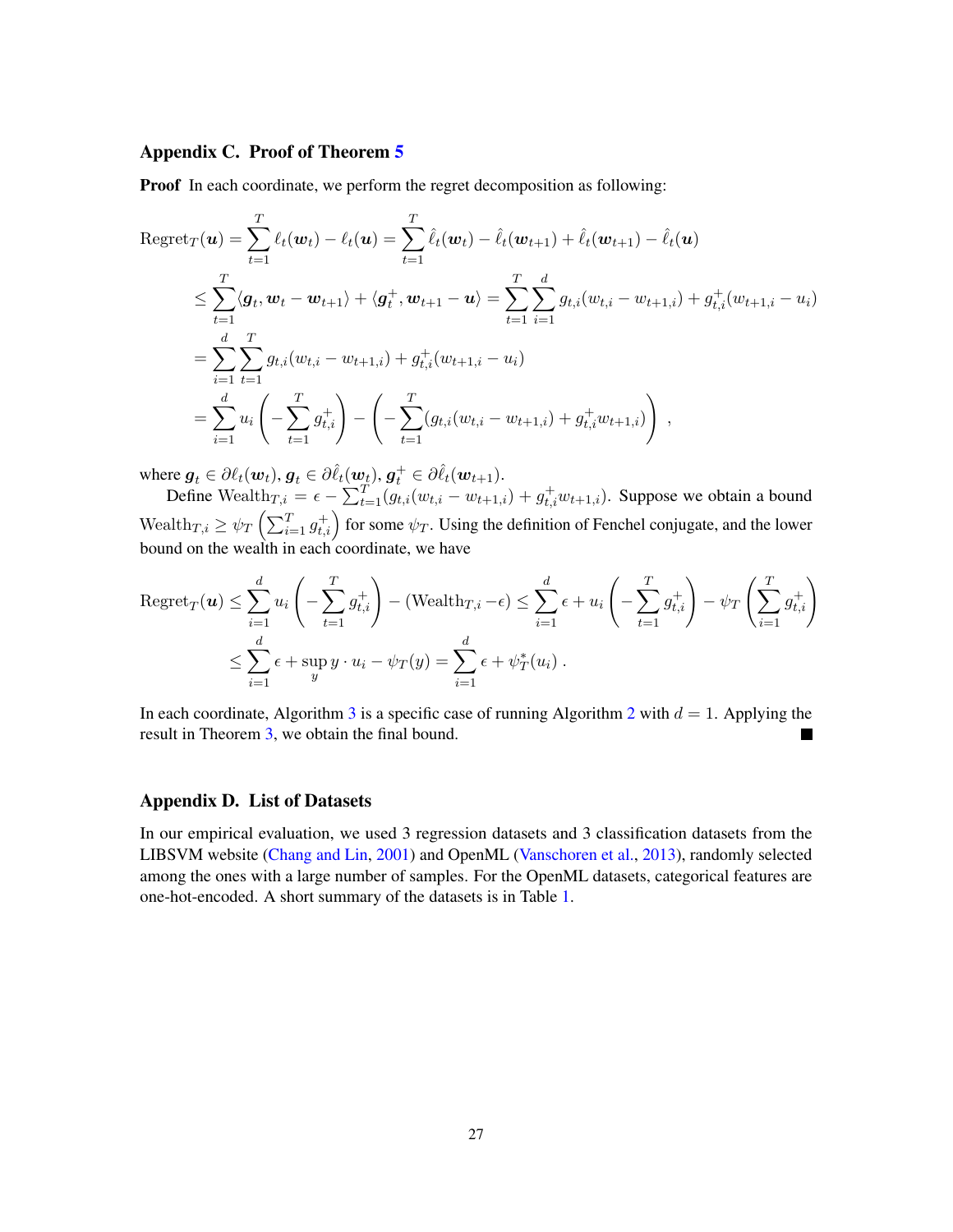## Appendix C. Proof of Theorem 5

**Proof** In each coordinate, we perform the regret decomposition as following:

$$
\begin{aligned}
\text{Regret}_T(\boldsymbol{u}) &= \sum_{t=1}^T \ell_t(\boldsymbol{w}_t) - \ell_t(\boldsymbol{u}) = \sum_{t=1}^T \hat{\ell}_t(\boldsymbol{w}_t) - \hat{\ell}_t(\boldsymbol{w}_{t+1}) + \hat{\ell}_t(\boldsymbol{w}_{t+1}) - \hat{\ell}_t(\boldsymbol{u}) \\
&\leq \sum_{t=1}^T \langle \boldsymbol{g}_t, \boldsymbol{w}_t - \boldsymbol{w}_{t+1} \rangle + \langle \boldsymbol{g}_t^+, \boldsymbol{w}_{t+1} - \boldsymbol{u} \rangle = \sum_{t=1}^T \sum_{i=1}^d g_{t,i}(w_{t,i} - w_{t+1,i}) + g_{t,i}^+(w_{t+1,i} - u_i) \\
&= \sum_{i=1}^d \sum_{t=1}^T g_{t,i}(w_{t,i} - w_{t+1,i}) + g_{t,i}^+(w_{t+1,i} - u_i) \\
&= \sum_{i=1}^d u_i \left( -\sum_{t=1}^T g_{t,i}^+ \right) - \left( -\sum_{t=1}^T (g_{t,i}(w_{t,i} - w_{t+1,i}) + g_{t,i}^+ w_{t+1,i}) \right),
\end{aligned}
$$

where $\boldsymbol{g}_t \in \partial \ell_t(\boldsymbol{w}_t)$, $\boldsymbol{g}_t \in \partial \hat{\ell}_t(\boldsymbol{w}_t)$, $\boldsymbol{g}_t^+ \in \partial \hat{\ell}_t(\boldsymbol{w}_{t+1})$.

Define $\text{Wealth}_{T,i} = \epsilon - \sum_{t=1}^T (g_{t,i}(w_{t,i} - w_{t+1,i}) + g_{t,i}^+ w_{t+1,i})$. Suppose we obtain a bound $\text{Wealth}_{T,i} \geq \psi_T\left(\sum_{i=1}^T g_{t,i}^+\right)$ for some $\psi_T$. Using the definition of Fenchel conjugate, and the lower bound on the wealth in each coordinate, we have

$$
\begin{aligned}
\text{Regret}_T(\boldsymbol{u}) &\leq \sum_{i=1}^d u_i \left( -\sum_{t=1}^T g_{t,i}^+ \right) - (\text{Wealth}_{T,i} - \epsilon) \leq \sum_{i=1}^d \epsilon + u_i \left( -\sum_{t=1}^T g_{t,i}^+ \right) - \psi_T\left( \sum_{i=1}^T g_{t,i}^+ \right) \\
&\leq \sum_{i=1}^d \epsilon + \sup_y y \cdot u_i - \psi_T(y) = \sum_{i=1}^d \epsilon + \psi_T^*(u_i) .
\end{aligned}
$$

In each coordinate, Algorithm 3 is a specific case of running Algorithm 2 with $d = 1$. Applying the result in Theorem 3, we obtain the final bound. ∎

## Appendix D. List of Datasets

In our empirical evaluation, we used 3 regression datasets and 3 classification datasets from the LIBSVM website (Chang and Lin, 2001) and OpenML (Vanschoren et al., 2013), randomly selected among the ones with a large number of samples. For the OpenML datasets, categorical features are one-hot-encoded. A short summary of the datasets is in Table 1.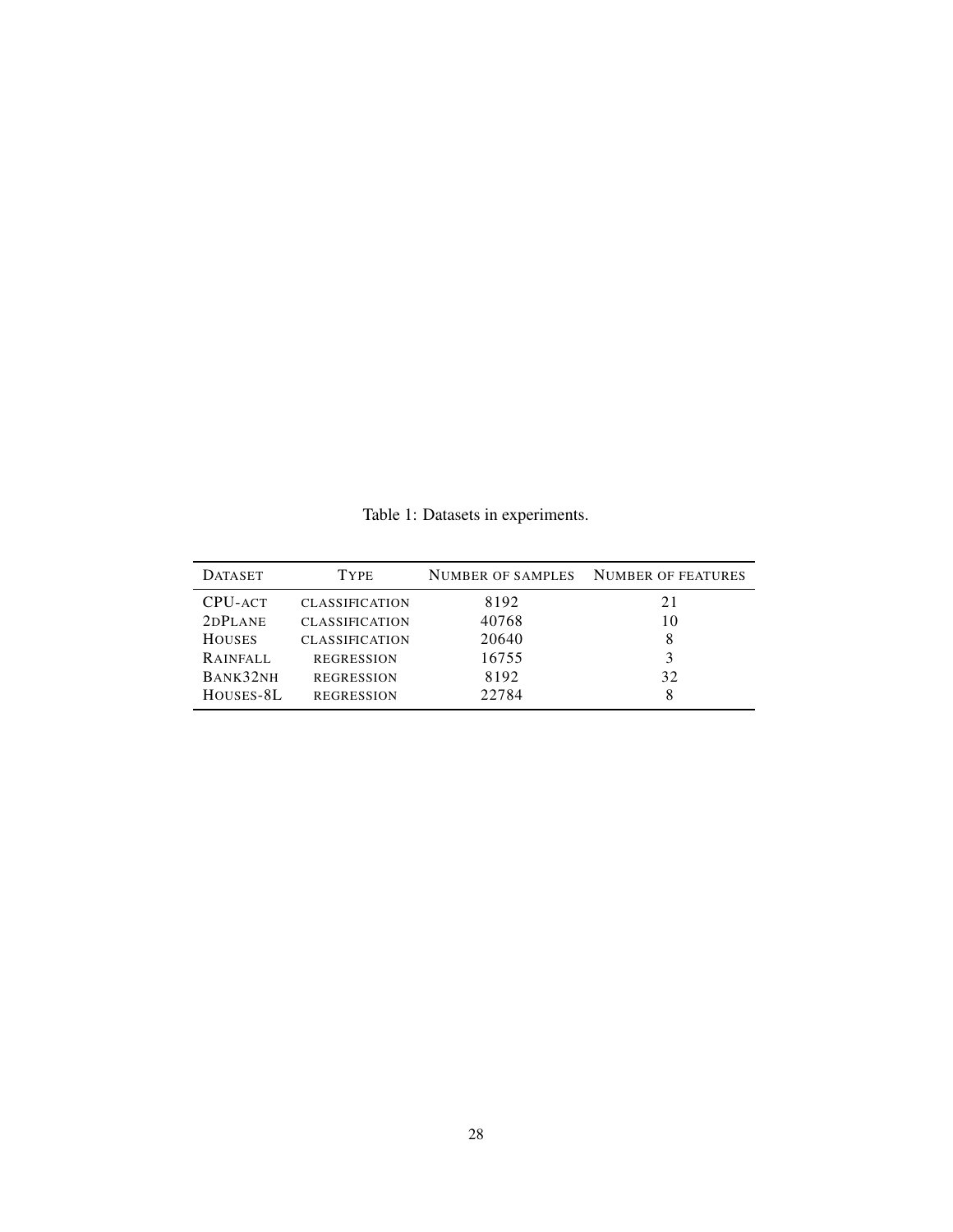Table 1: Datasets in experiments.

| Dataset | Type | Number of samples | Number of features |
| --- | --- | --- | --- |
| CPU-act | classification | 8192 | 21 |
| 2dPlane | classification | 40768 | 10 |
| Houses | classification | 20640 | 8 |
| Rainfall | regression | 16755 | 3 |
| Bank32nh | regression | 8192 | 32 |
| Houses-8L | regression | 22784 | 8 |